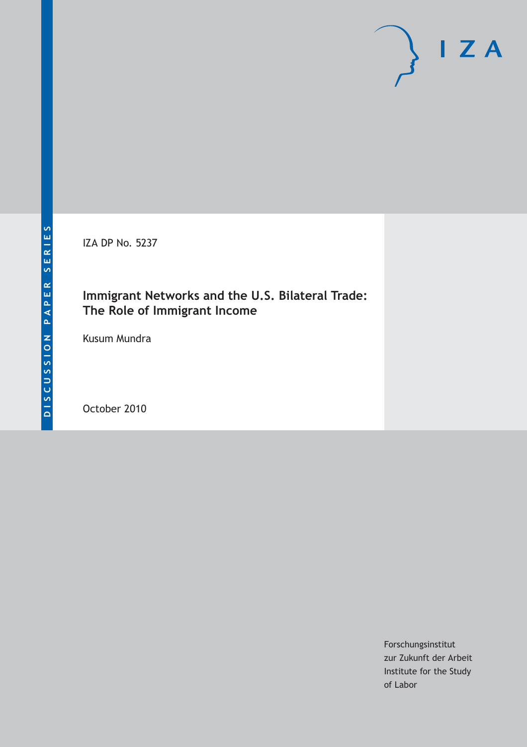DISCUSSION PAPER SERIES

I Z A

IZA DP No. 5237

# Immigrant Networks and the U.S. Bilateral Trade: The Role of Immigrant Income

Kusum Mundra

October 2010

Forschungsinstitut
zur Zukunft der Arbeit
Institute for the Study
of Labor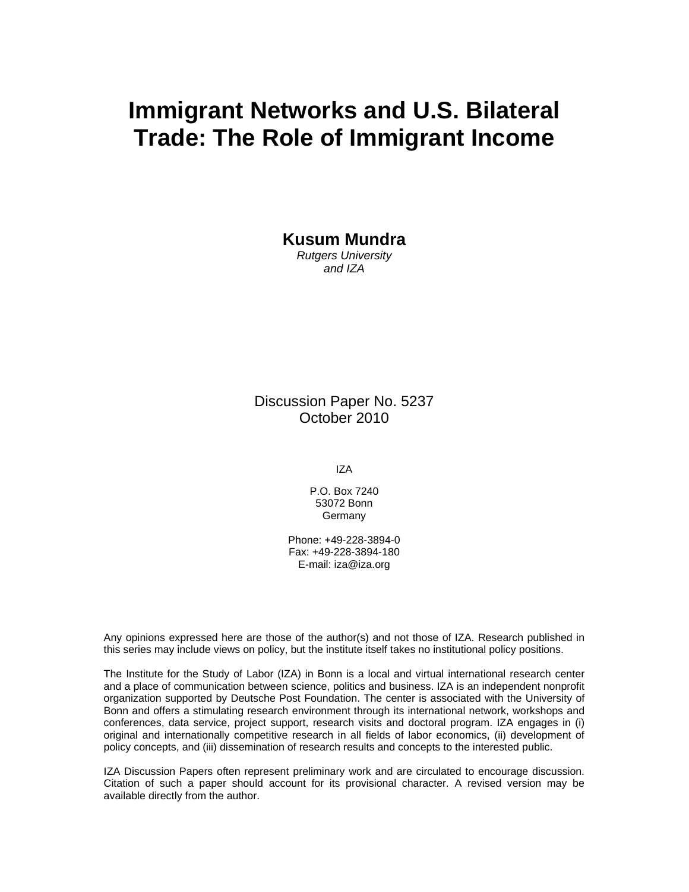# Immigrant Networks and U.S. Bilateral Trade: The Role of Immigrant Income

**Kusum Mundra**
*Rutgers University*
*and IZA*

Discussion Paper No. 5237
October 2010

IZA

P.O. Box 7240
53072 Bonn
Germany

Phone: +49-228-3894-0
Fax: +49-228-3894-180
E-mail: iza@iza.org

Any opinions expressed here are those of the author(s) and not those of IZA. Research published in this series may include views on policy, but the institute itself takes no institutional policy positions.

The Institute for the Study of Labor (IZA) in Bonn is a local and virtual international research center and a place of communication between science, politics and business. IZA is an independent nonprofit organization supported by Deutsche Post Foundation. The center is associated with the University of Bonn and offers a stimulating research environment through its international network, workshops and conferences, data service, project support, research visits and doctoral program. IZA engages in (i) original and internationally competitive research in all fields of labor economics, (ii) development of policy concepts, and (iii) dissemination of research results and concepts to the interested public.

IZA Discussion Papers often represent preliminary work and are circulated to encourage discussion. Citation of such a paper should account for its provisional character. A revised version may be available directly from the author.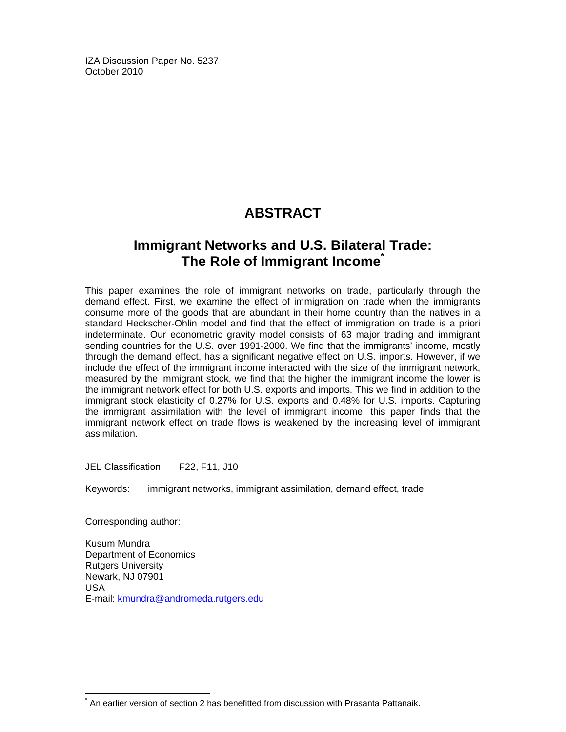IZA Discussion Paper No. 5237
October 2010

# ABSTRACT

## Immigrant Networks and U.S. Bilateral Trade: The Role of Immigrant Income[*]

This paper examines the role of immigrant networks on trade, particularly through the demand effect. First, we examine the effect of immigration on trade when the immigrants consume more of the goods that are abundant in their home country than the natives in a standard Heckscher-Ohlin model and find that the effect of immigration on trade is a priori indeterminate. Our econometric gravity model consists of 63 major trading and immigrant sending countries for the U.S. over 1991-2000. We find that the immigrants' income, mostly through the demand effect, has a significant negative effect on U.S. imports. However, if we include the effect of the immigrant income interacted with the size of the immigrant network, measured by the immigrant stock, we find that the higher the immigrant income the lower is the immigrant network effect for both U.S. exports and imports. This we find in addition to the immigrant stock elasticity of 0.27% for U.S. exports and 0.48% for U.S. imports. Capturing the immigrant assimilation with the level of immigrant income, this paper finds that the immigrant network effect on trade flows is weakened by the increasing level of immigrant assimilation.

JEL Classification: F22, F11, J10

Keywords: immigrant networks, immigrant assimilation, demand effect, trade

Corresponding author:

Kusum Mundra
Department of Economics
Rutgers University
Newark, NJ 07901
USA
E-mail: kmundra@andromeda.rutgers.edu

[*] An earlier version of section 2 has benefitted from discussion with Prasanta Pattanaik.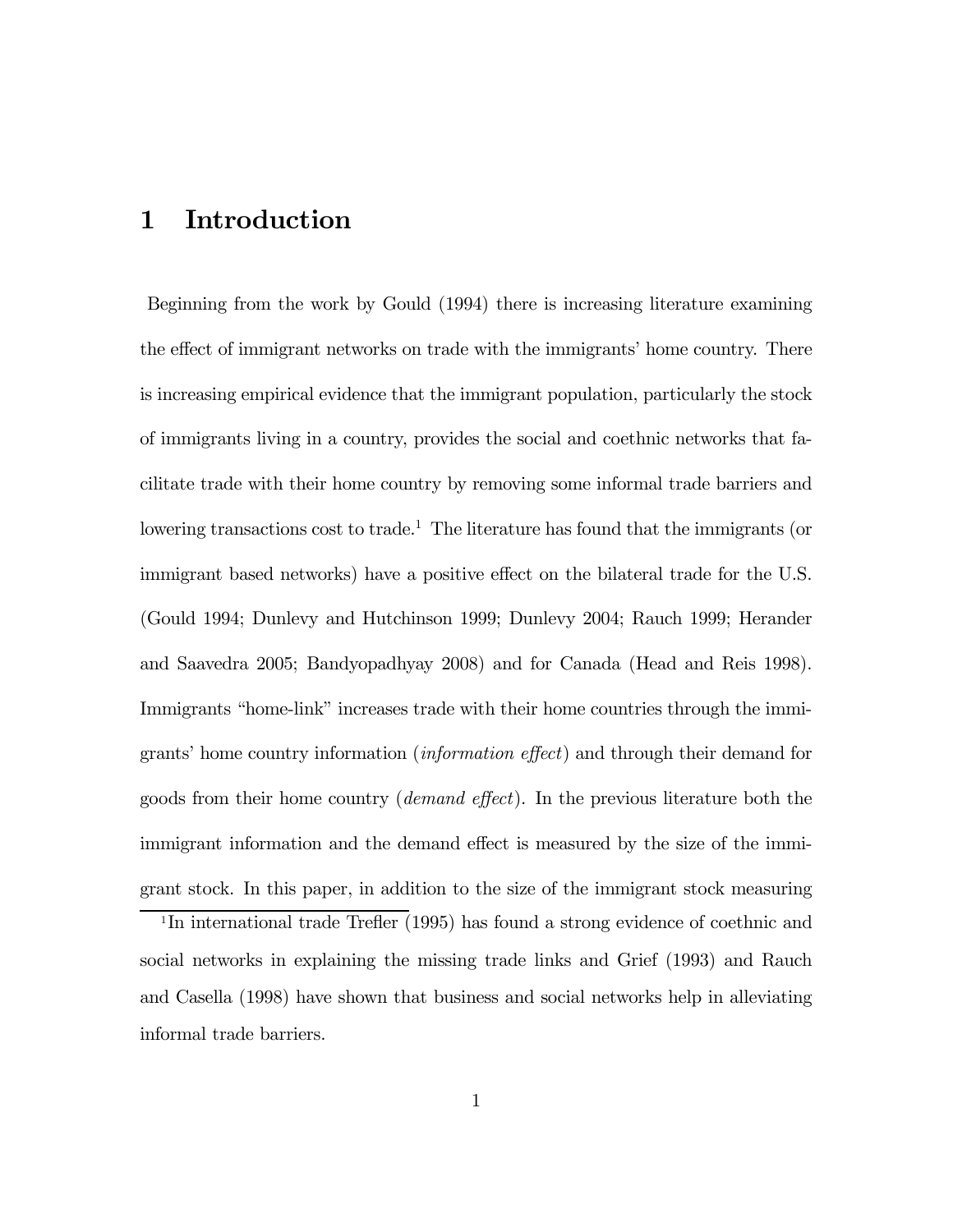# 1 Introduction

Beginning from the work by Gould (1994) there is increasing literature examining the effect of immigrant networks on trade with the immigrants' home country. There is increasing empirical evidence that the immigrant population, particularly the stock of immigrants living in a country, provides the social and coethnic networks that facilitate trade with their home country by removing some informal trade barriers and lowering transactions cost to trade.[1] The literature has found that the immigrants (or immigrant based networks) have a positive effect on the bilateral trade for the U.S. (Gould 1994; Dunlevy and Hutchinson 1999; Dunlevy 2004; Rauch 1999; Herander and Saavedra 2005; Bandyopadhyay 2008) and for Canada (Head and Reis 1998). Immigrants "home-link" increases trade with their home countries through the immigrants' home country information (*information effect*) and through their demand for goods from their home country (*demand effect*). In the previous literature both the immigrant information and the demand effect is measured by the size of the immigrant stock. In this paper, in addition to the size of the immigrant stock measuring

[1] In international trade Trefler (1995) has found a strong evidence of coethnic and social networks in explaining the missing trade links and Grief (1993) and Rauch and Casella (1998) have shown that business and social networks help in alleviating informal trade barriers.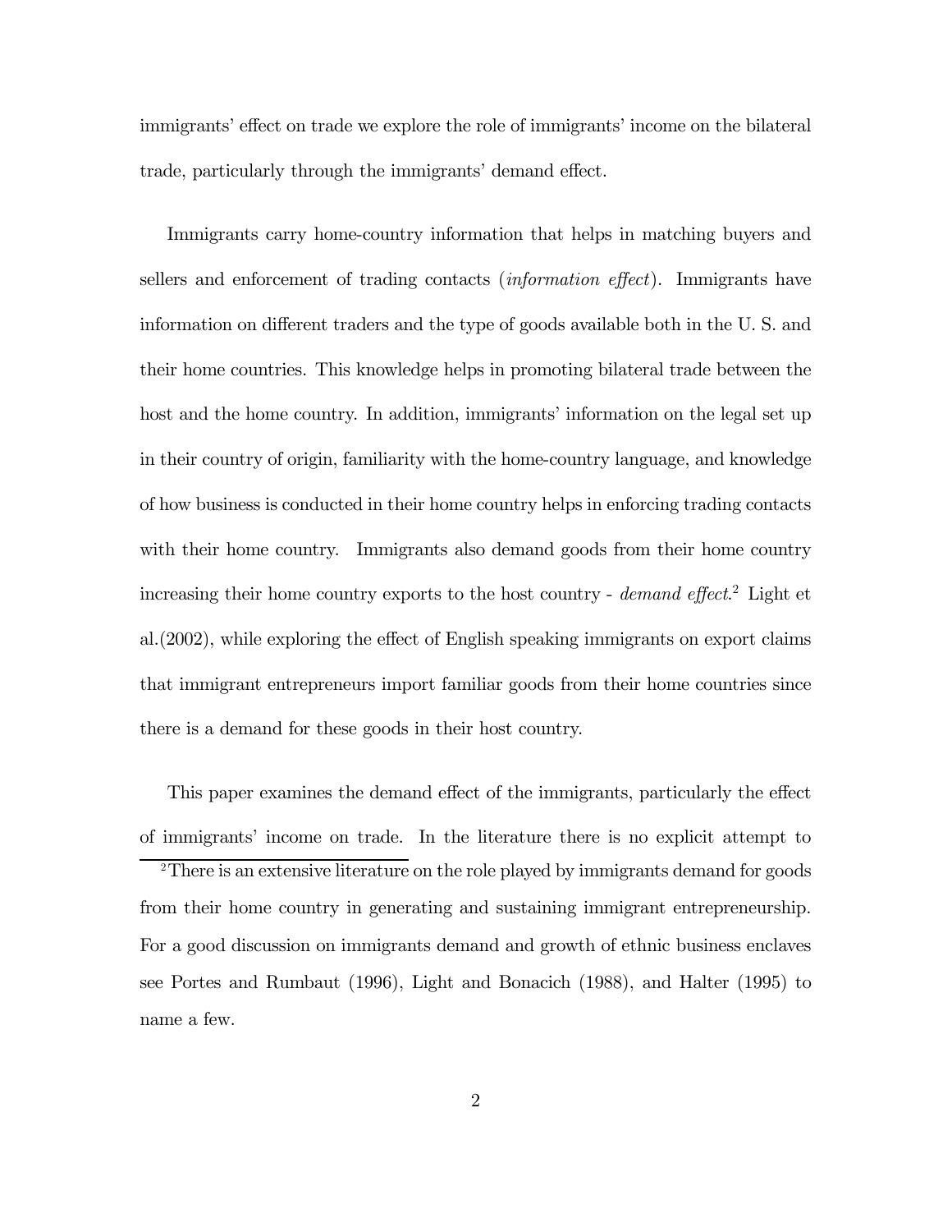immigrants' effect on trade we explore the role of immigrants' income on the bilateral trade, particularly through the immigrants' demand effect.

Immigrants carry home-country information that helps in matching buyers and sellers and enforcement of trading contacts (*information effect*). Immigrants have information on different traders and the type of goods available both in the U. S. and their home countries. This knowledge helps in promoting bilateral trade between the host and the home country. In addition, immigrants' information on the legal set up in their country of origin, familiarity with the home-country language, and knowledge of how business is conducted in their home country helps in enforcing trading contacts with their home country. Immigrants also demand goods from their home country increasing their home country exports to the host country - *demand effect*.[2] Light et al.(2002), while exploring the effect of English speaking immigrants on export claims that immigrant entrepreneurs import familiar goods from their home countries since there is a demand for these goods in their host country.

This paper examines the demand effect of the immigrants, particularly the effect of immigrants' income on trade. In the literature there is no explicit attempt to

[2] There is an extensive literature on the role played by immigrants demand for goods from their home country in generating and sustaining immigrant entrepreneurship. For a good discussion on immigrants demand and growth of ethnic business enclaves see Portes and Rumbaut (1996), Light and Bonacich (1988), and Halter (1995) to name a few.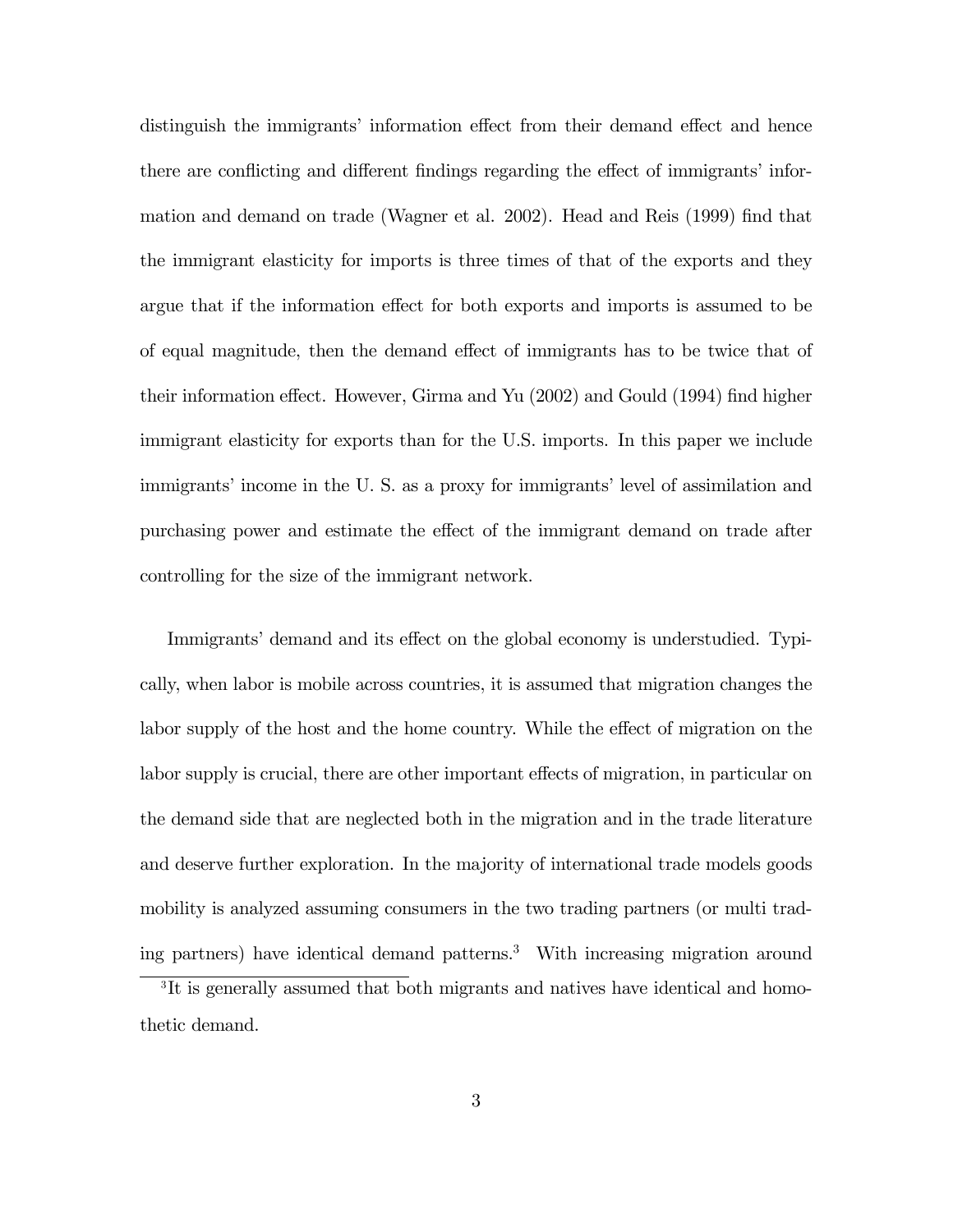distinguish the immigrants' information effect from their demand effect and hence there are conflicting and different findings regarding the effect of immigrants' information and demand on trade (Wagner et al. 2002). Head and Reis (1999) find that the immigrant elasticity for imports is three times of that of the exports and they argue that if the information effect for both exports and imports is assumed to be of equal magnitude, then the demand effect of immigrants has to be twice that of their information effect. However, Girma and Yu (2002) and Gould (1994) find higher immigrant elasticity for exports than for the U.S. imports. In this paper we include immigrants' income in the U. S. as a proxy for immigrants' level of assimilation and purchasing power and estimate the effect of the immigrant demand on trade after controlling for the size of the immigrant network.

Immigrants' demand and its effect on the global economy is understudied. Typically, when labor is mobile across countries, it is assumed that migration changes the labor supply of the host and the home country. While the effect of migration on the labor supply is crucial, there are other important effects of migration, in particular on the demand side that are neglected both in the migration and in the trade literature and deserve further exploration. In the majority of international trade models goods mobility is analyzed assuming consumers in the two trading partners (or multi trading partners) have identical demand patterns.[3] With increasing migration around

[3] It is generally assumed that both migrants and natives have identical and homothetic demand.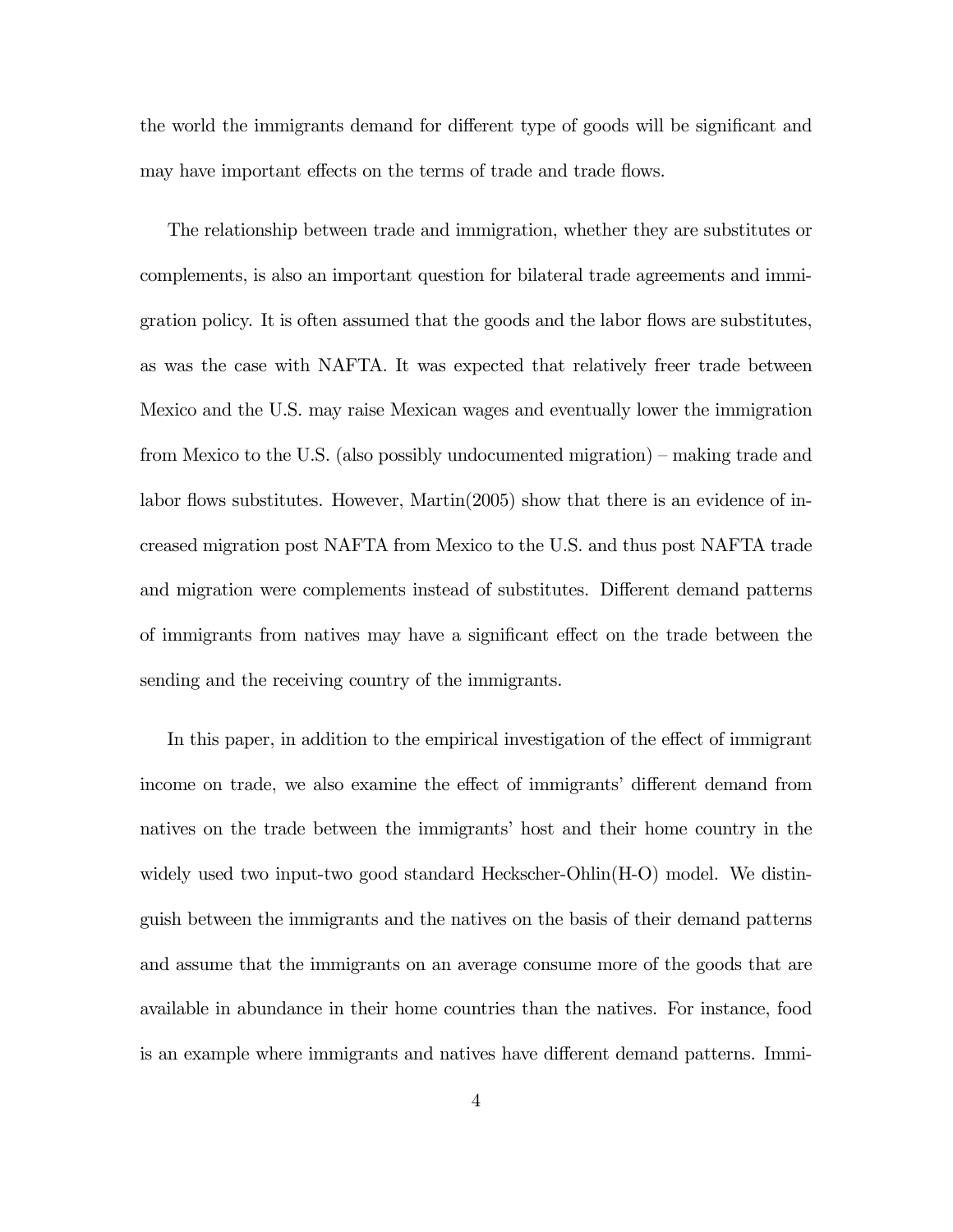the world the immigrants demand for different type of goods will be significant and may have important effects on the terms of trade and trade flows.

The relationship between trade and immigration, whether they are substitutes or complements, is also an important question for bilateral trade agreements and immigration policy. It is often assumed that the goods and the labor flows are substitutes, as was the case with NAFTA. It was expected that relatively freer trade between Mexico and the U.S. may raise Mexican wages and eventually lower the immigration from Mexico to the U.S. (also possibly undocumented migration) – making trade and labor flows substitutes. However, Martin(2005) show that there is an evidence of increased migration post NAFTA from Mexico to the U.S. and thus post NAFTA trade and migration were complements instead of substitutes. Different demand patterns of immigrants from natives may have a significant effect on the trade between the sending and the receiving country of the immigrants.

In this paper, in addition to the empirical investigation of the effect of immigrant income on trade, we also examine the effect of immigrants' different demand from natives on the trade between the immigrants' host and their home country in the widely used two input-two good standard Heckscher-Ohlin(H-O) model. We distinguish between the immigrants and the natives on the basis of their demand patterns and assume that the immigrants on an average consume more of the goods that are available in abundance in their home countries than the natives. For instance, food is an example where immigrants and natives have different demand patterns. Immi-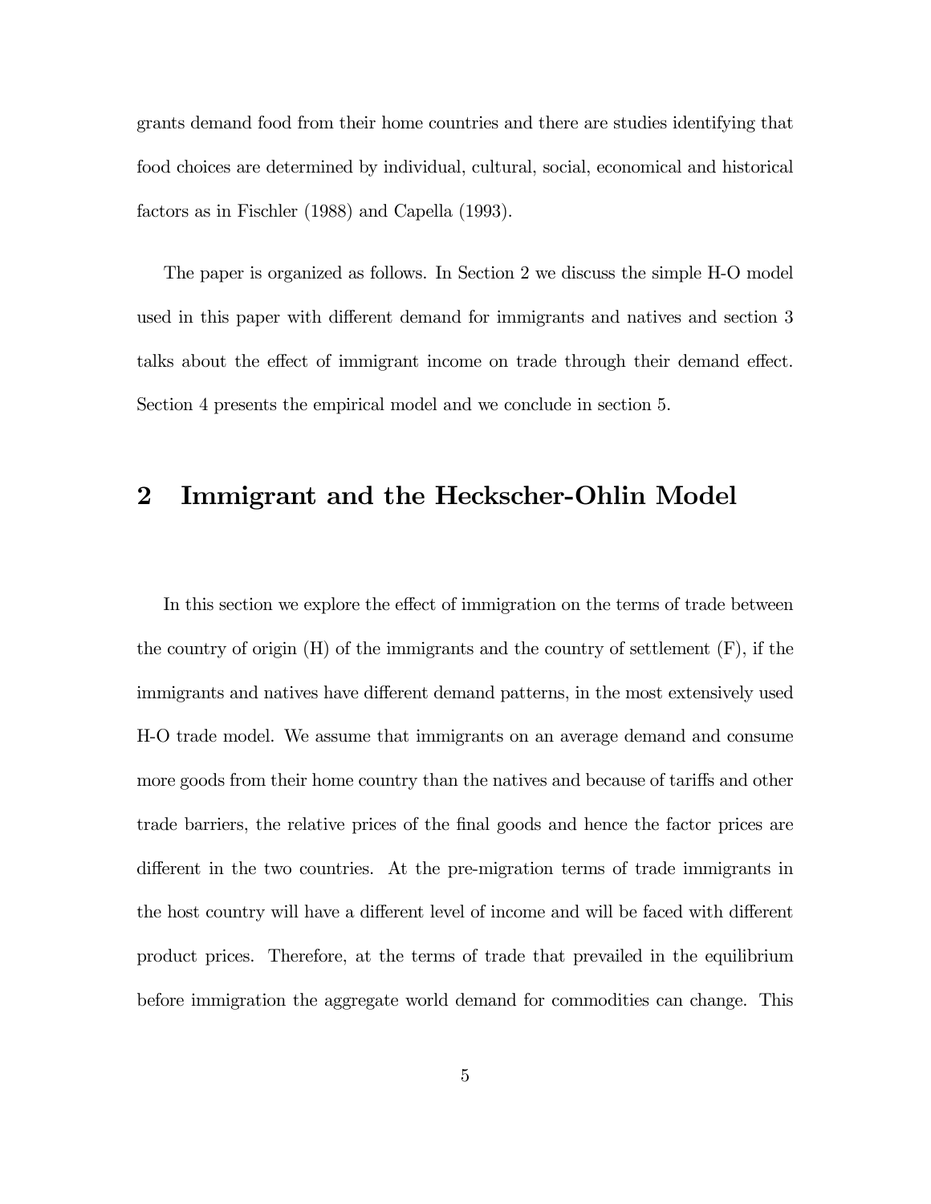grants demand food from their home countries and there are studies identifying that food choices are determined by individual, cultural, social, economical and historical factors as in Fischler (1988) and Capella (1993).

The paper is organized as follows. In Section 2 we discuss the simple H-O model used in this paper with different demand for immigrants and natives and section 3 talks about the effect of immigrant income on trade through their demand effect. Section 4 presents the empirical model and we conclude in section 5.

## 2 Immigrant and the Heckscher-Ohlin Model

In this section we explore the effect of immigration on the terms of trade between the country of origin (H) of the immigrants and the country of settlement (F), if the immigrants and natives have different demand patterns, in the most extensively used H-O trade model. We assume that immigrants on an average demand and consume more goods from their home country than the natives and because of tariffs and other trade barriers, the relative prices of the final goods and hence the factor prices are different in the two countries. At the pre-migration terms of trade immigrants in the host country will have a different level of income and will be faced with different product prices. Therefore, at the terms of trade that prevailed in the equilibrium before immigration the aggregate world demand for commodities can change. This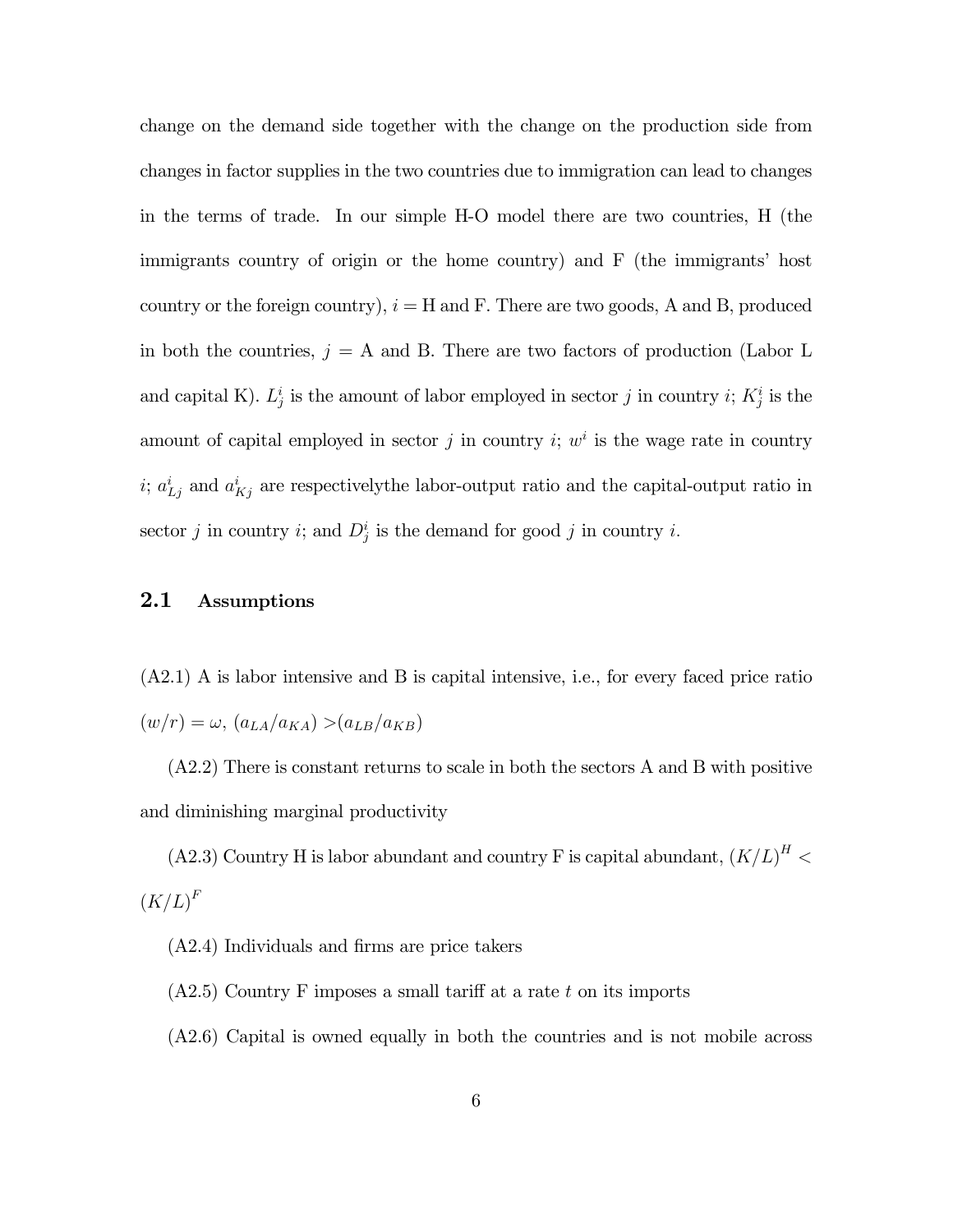change on the demand side together with the change on the production side from changes in factor supplies in the two countries due to immigration can lead to changes in the terms of trade. In our simple H-O model there are two countries, H (the immigrants country of origin or the home country) and F (the immigrants' host country or the foreign country), $i =$ H and F. There are two goods, A and B, produced in both the countries, $j =$ A and B. There are two factors of production (Labor L and capital K). $L_j^i$ is the amount of labor employed in sector $j$ in country $i$; $K_j^i$ is the amount of capital employed in sector $j$ in country $i$; $w^i$ is the wage rate in country $i$; $a_{Lj}^i$ and $a_{Kj}^i$ are respectivelythe labor-output ratio and the capital-output ratio in sector $j$ in country $i$; and $D_j^i$ is the demand for good $j$ in country $i$.

## 2.1 Assumptions

(A2.1) A is labor intensive and B is capital intensive, i.e., for every faced price ratio $(w/r) = \omega$, $(a_{LA}/a_{KA}) > (a_{LB}/a_{KB})$

(A2.2) There is constant returns to scale in both the sectors A and B with positive and diminishing marginal productivity

(A2.3) Country H is labor abundant and country F is capital abundant, $(K/L)^H < (K/L)^F$

(A2.4) Individuals and firms are price takers

(A2.5) Country F imposes a small tariff at a rate $t$ on its imports

(A2.6) Capital is owned equally in both the countries and is not mobile across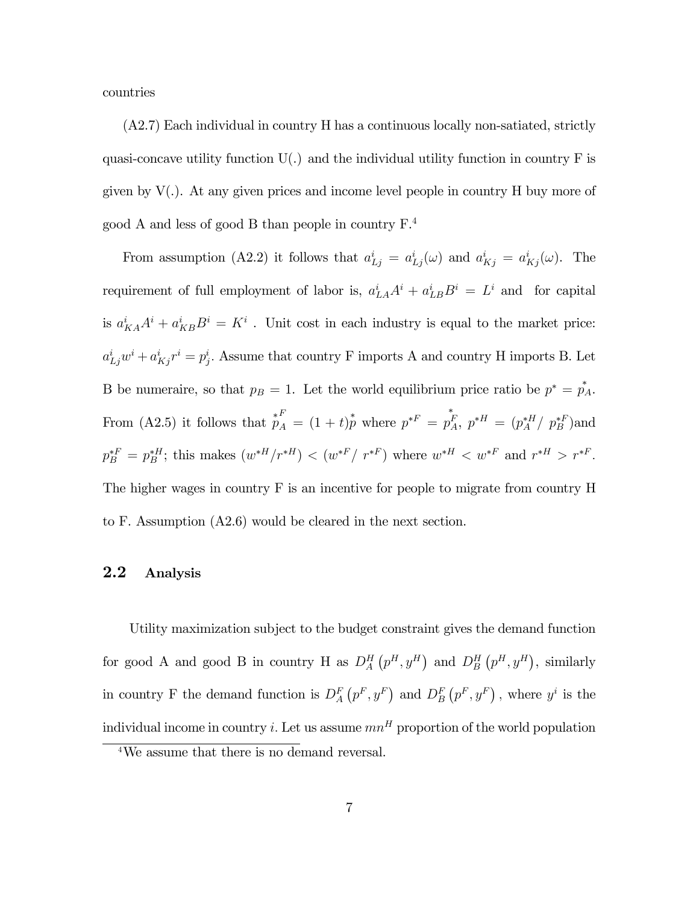countries

(A2.7) Each individual in country H has a continuous locally non-satiated, strictly quasi-concave utility function U(.) and the individual utility function in country F is given by V(.). At any given prices and income level people in country H buy more of good A and less of good B than people in country F.[4]

From assumption (A2.2) it follows that $a^i_{Lj} = a^i_{Lj}(\omega)$ and $a^i_{Kj} = a^i_{Kj}(\omega)$. The requirement of full employment of labor is, $a^i_{LA}A^i + a^i_{LB}B^i = L^i$ and for capital is $a^i_{KA}A^i + a^i_{KB}B^i = K^i$ . Unit cost in each industry is equal to the market price: $a^i_{Lj}w^i + a^i_{Kj}r^i = p^i_j$. Assume that country F imports A and country H imports B. Let B be numeraire, so that $p_B = 1$. Let the world equilibrium price ratio be $p^* = \overset{*}{p}_A$. From (A2.5) it follows that $\overset{*F}{p}_A = (1+t)\overset{*}{p}$ where $p^{*F} = \overset{*}{p}^F_A$, $p^{*H} = (p^{*H}_A/\ p^{*F}_B)$and $p^{*F}_B = p^{*H}_B$; this makes $(w^{*H}/r^{*H}) < (w^{*F}/\ r^{*F})$ where $w^{*H} < w^{*F}$ and $r^{*H} > r^{*F}$. The higher wages in country F is an incentive for people to migrate from country H to F. Assumption (A2.6) would be cleared in the next section.

## 2.2 Analysis

Utility maximization subject to the budget constraint gives the demand function for good A and good B in country H as $D^H_A(p^H, y^H)$ and $D^H_B(p^H, y^H)$, similarly in country F the demand function is $D^F_A(p^F, y^F)$ and $D^F_B(p^F, y^F)$ , where $y^i$ is the individual income in country $i$. Let us assume $mn^H$ proportion of the world population

[4] We assume that there is no demand reversal.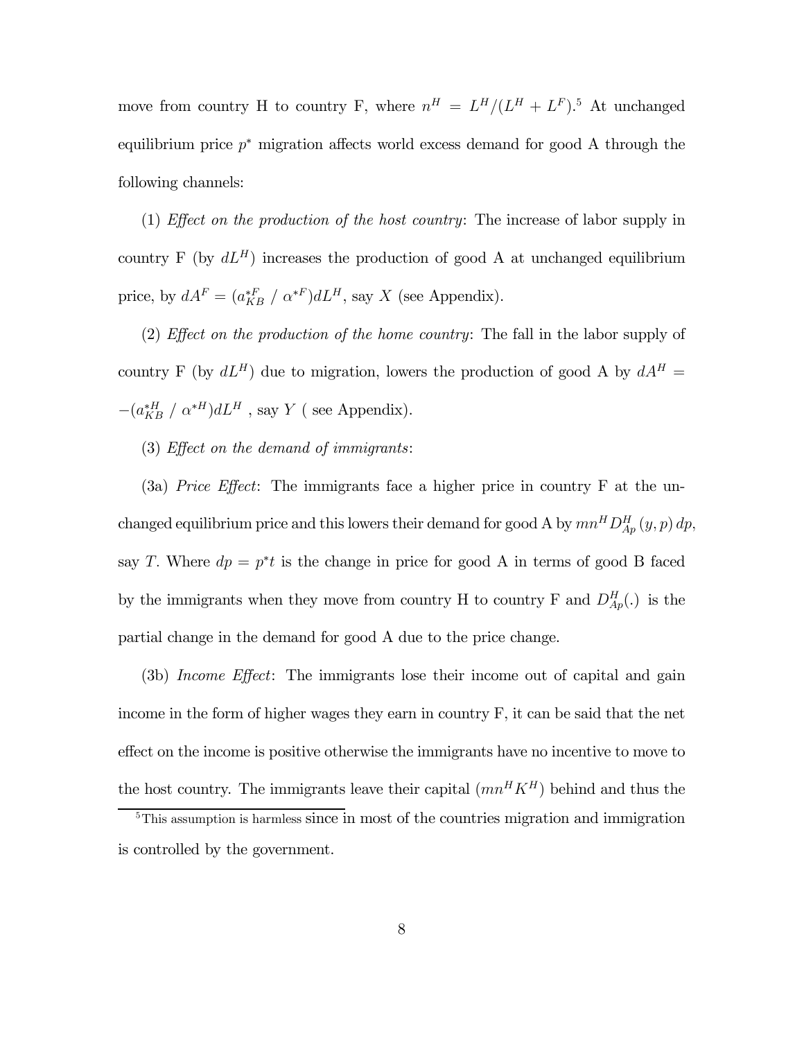move from country H to country F, where $n^H = L^H/(L^H + L^F)$.[5] At unchanged equilibrium price $p^*$ migration affects world excess demand for good A through the following channels:

(1) *Effect on the production of the host country*: The increase of labor supply in country F (by $dL^H$) increases the production of good A at unchanged equilibrium price, by $dA^F = (a^{*F}_{KB} \;/\; \alpha^{*F})dL^H$, say $X$ (see Appendix).

(2) *Effect on the production of the home country*: The fall in the labor supply of country F (by $dL^H$) due to migration, lowers the production of good A by $dA^H = -(a^{*H}_{KB} \;/\; \alpha^{*H})dL^H$ , say $Y$ ( see Appendix).

(3) *Effect on the demand of immigrants*:

(3a) *Price Effect*: The immigrants face a higher price in country F at the unchanged equilibrium price and this lowers their demand for good A by $mn^H D^H_{Ap}(y, p)\, dp$, say $T$. Where $dp = p^*t$ is the change in price for good A in terms of good B faced by the immigrants when they move from country H to country F and $D^H_{Ap}(.)$ is the partial change in the demand for good A due to the price change.

(3b) *Income Effect*: The immigrants lose their income out of capital and gain income in the form of higher wages they earn in country F, it can be said that the net effect on the income is positive otherwise the immigrants have no incentive to move to the host country. The immigrants leave their capital $(mn^H K^H)$ behind and thus the

[5] This assumption is harmless since in most of the countries migration and immigration is controlled by the government.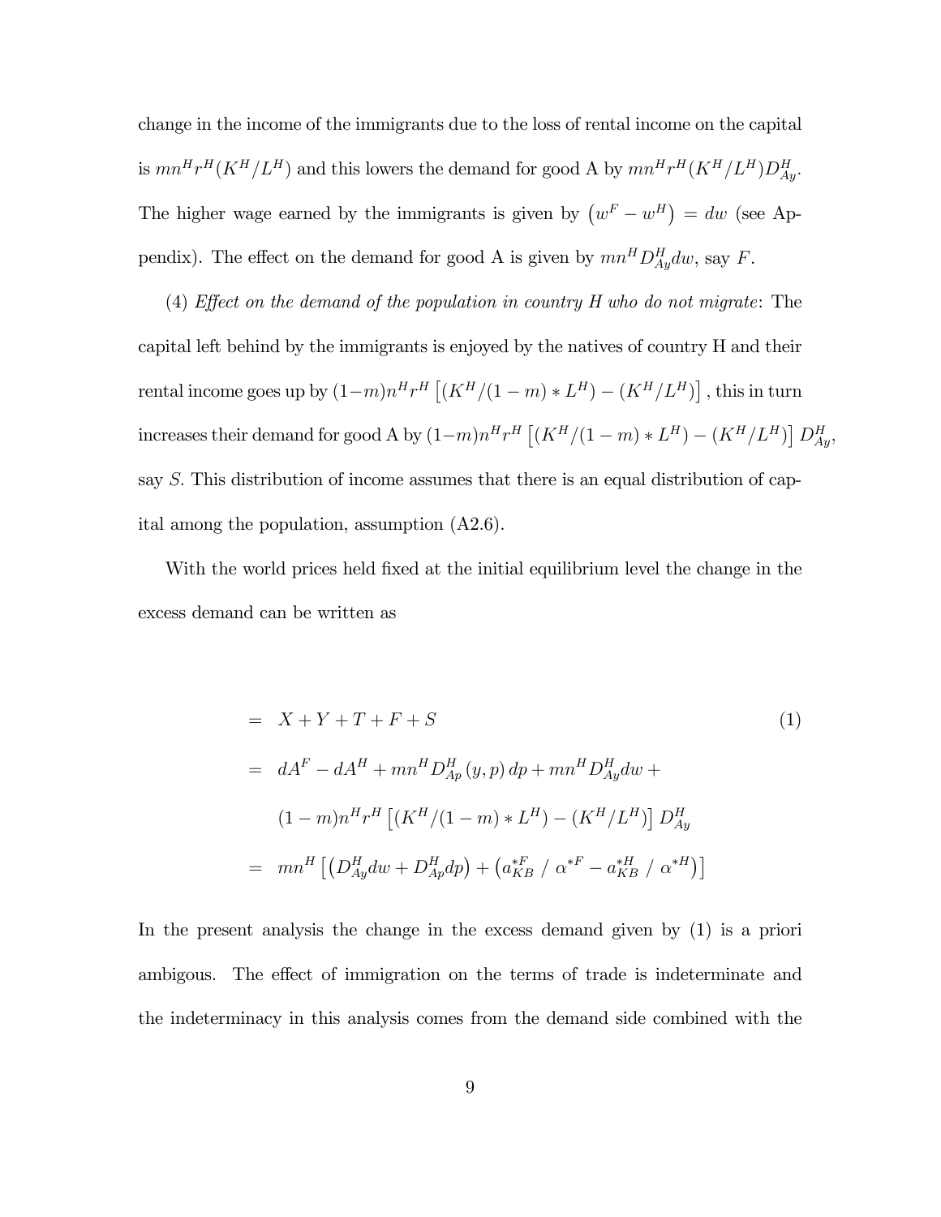change in the income of the immigrants due to the loss of rental income on the capital is $mn^H r^H (K^H/L^H)$ and this lowers the demand for good A by $mn^H r^H (K^H/L^H) D^H_{Ay}$. The higher wage earned by the immigrants is given by $\left(w^F - w^H\right) = dw$ (see Appendix). The effect on the demand for good A is given by $mn^H D^H_{Ay} dw$, say $F$.

(4) *Effect on the demand of the population in country H who do not migrate*: The capital left behind by the immigrants is enjoyed by the natives of country H and their rental income goes up by $(1-m)n^H r^H \left[(K^H/(1-m) * L^H) - (K^H/L^H)\right]$, this in turn increases their demand for good A by $(1-m)n^H r^H \left[(K^H/(1-m) * L^H) - (K^H/L^H)\right] D^H_{Ay}$, say $S$. This distribution of income assumes that there is an equal distribution of capital among the population, assumption (A2.6).

With the world prices held fixed at the initial equilibrium level the change in the excess demand can be written as

$$
\begin{aligned}
&= X + Y + T + F + S \qquad (1) \\
&= dA^F - dA^H + mn^H D^H_{Ap}(y,p)\, dp + mn^H D^H_{Ay} dw + \\
&\quad (1-m)n^H r^H \left[(K^H/(1-m) * L^H) - (K^H/L^H)\right] D^H_{Ay} \\
&= mn^H \left[\left(D^H_{Ay} dw + D^H_{Ap} dp\right) + \left(a^{*F}_{KB} \;/\; \alpha^{*F} - a^{*H}_{KB} \;/\; \alpha^{*H}\right)\right]
\end{aligned}
$$

In the present analysis the change in the excess demand given by (1) is a priori ambigous. The effect of immigration on the terms of trade is indeterminate and the indeterminacy in this analysis comes from the demand side combined with the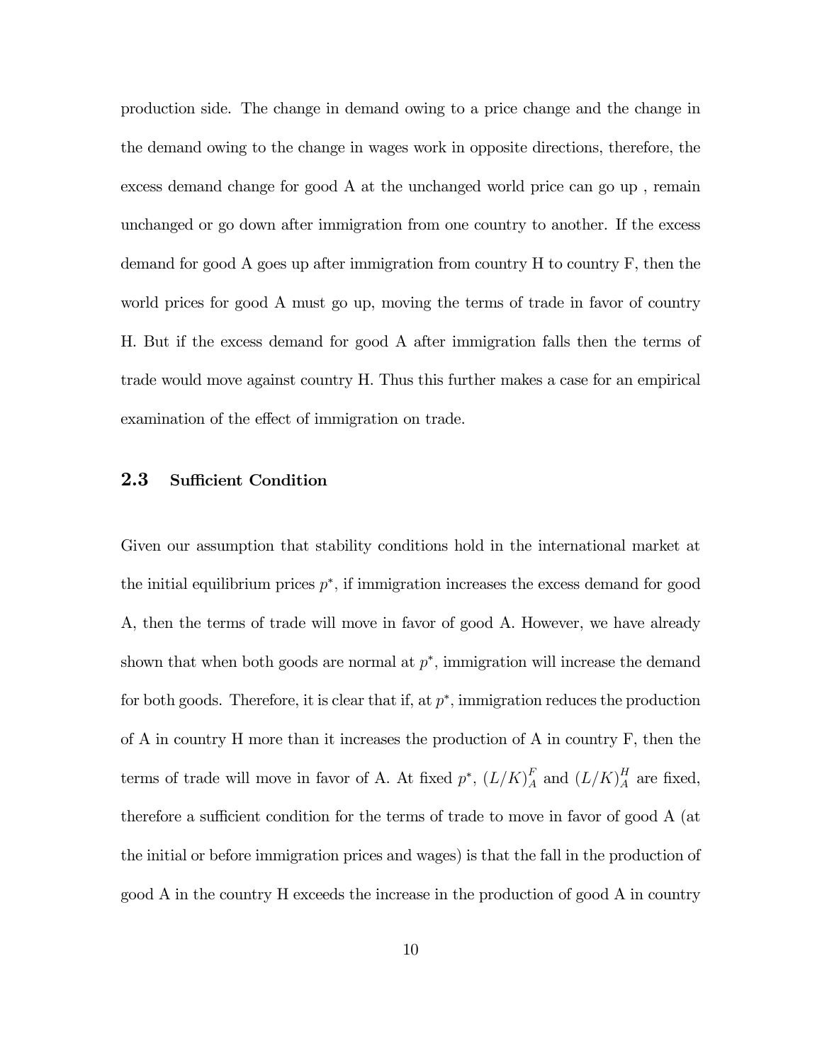production side. The change in demand owing to a price change and the change in the demand owing to the change in wages work in opposite directions, therefore, the excess demand change for good A at the unchanged world price can go up , remain unchanged or go down after immigration from one country to another. If the excess demand for good A goes up after immigration from country H to country F, then the world prices for good A must go up, moving the terms of trade in favor of country H. But if the excess demand for good A after immigration falls then the terms of trade would move against country H. Thus this further makes a case for an empirical examination of the effect of immigration on trade.

## 2.3 Sufficient Condition

Given our assumption that stability conditions hold in the international market at the initial equilibrium prices $p^*$, if immigration increases the excess demand for good A, then the terms of trade will move in favor of good A. However, we have already shown that when both goods are normal at $p^*$, immigration will increase the demand for both goods. Therefore, it is clear that if, at $p^*$, immigration reduces the production of A in country H more than it increases the production of A in country F, then the terms of trade will move in favor of A. At fixed $p^*$, $(L/K)_A^F$ and $(L/K)_A^H$ are fixed, therefore a sufficient condition for the terms of trade to move in favor of good A (at the initial or before immigration prices and wages) is that the fall in the production of good A in the country H exceeds the increase in the production of good A in country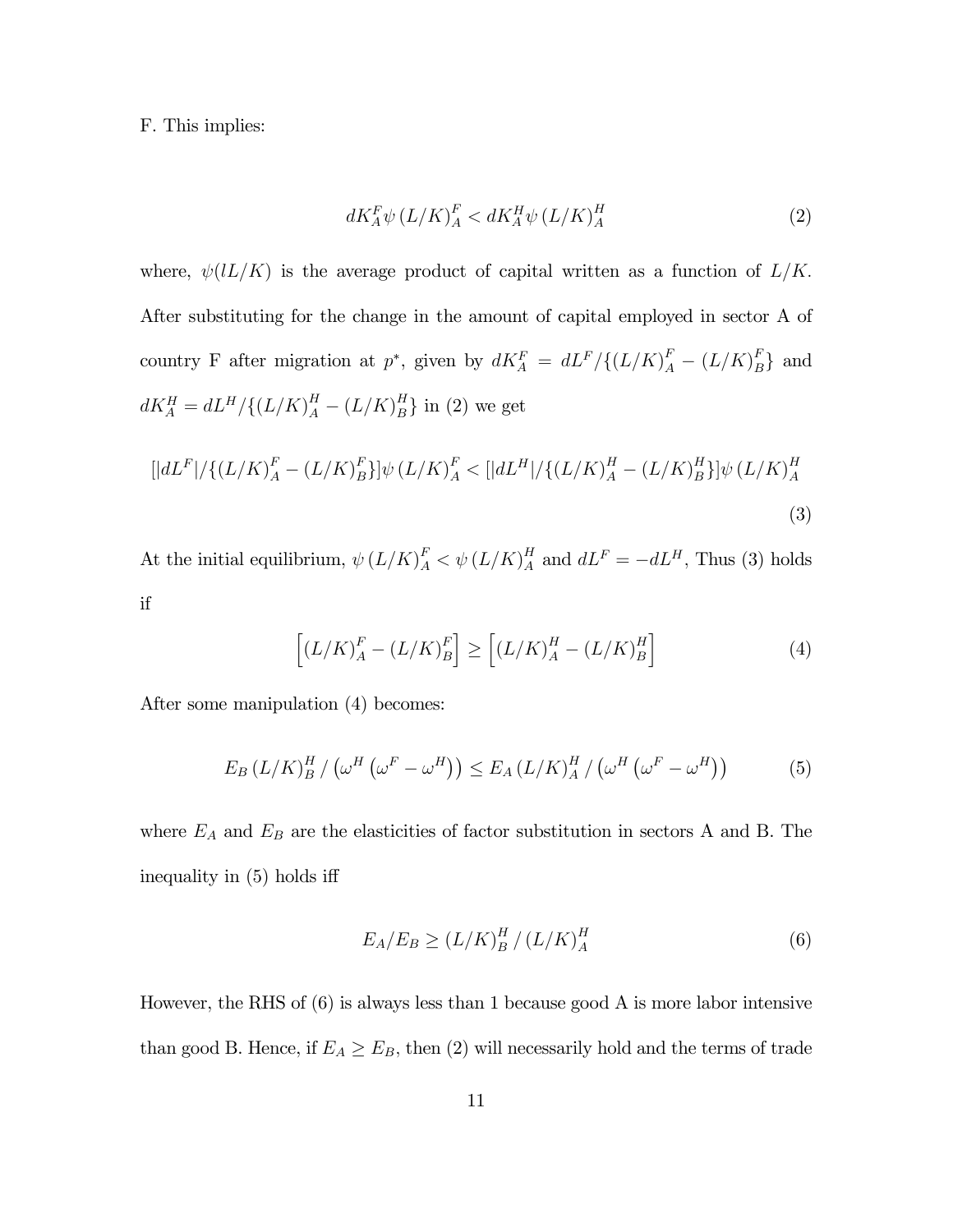F. This implies:

$$dK_A^F \psi \left(L/K\right)_A^F < dK_A^H \psi \left(L/K\right)_A^H \tag{2}$$

where, $\psi(lL/K)$ is the average product of capital written as a function of $L/K$. After substituting for the change in the amount of capital employed in sector A of country F after migration at $p^*$, given by $dK_A^F = dL^F/\{(L/K)_A^F - (L/K)_B^F\}$ and $dK_A^H = dL^H/\{(L/K)_A^H - (L/K)_B^H\}$ in (2) we get

$$[|dL^F|/\{(L/K)_A^F - (L/K)_B^F\}]\psi \left(L/K\right)_A^F < [|dL^H|/\{(L/K)_A^H - (L/K)_B^H\}]\psi \left(L/K\right)_A^H \tag{3}$$

At the initial equilibrium, $\psi \left(L/K\right)_A^F < \psi \left(L/K\right)_A^H$ and $dL^F = -dL^H$, Thus (3) holds if

$$\left[(L/K)_A^F - (L/K)_B^F\right] \geq \left[(L/K)_A^H - (L/K)_B^H\right] \tag{4}$$

After some manipulation (4) becomes:

$$E_B \left(L/K\right)_B^H / \left(\omega^H \left(\omega^F - \omega^H\right)\right) \leq E_A \left(L/K\right)_A^H / \left(\omega^H \left(\omega^F - \omega^H\right)\right) \tag{5}$$

where $E_A$ and $E_B$ are the elasticities of factor substitution in sectors A and B. The inequality in (5) holds iff

$$E_A/E_B \geq \left(L/K\right)_B^H / \left(L/K\right)_A^H \tag{6}$$

However, the RHS of (6) is always less than 1 because good A is more labor intensive than good B. Hence, if $E_A \geq E_B$, then (2) will necessarily hold and the terms of trade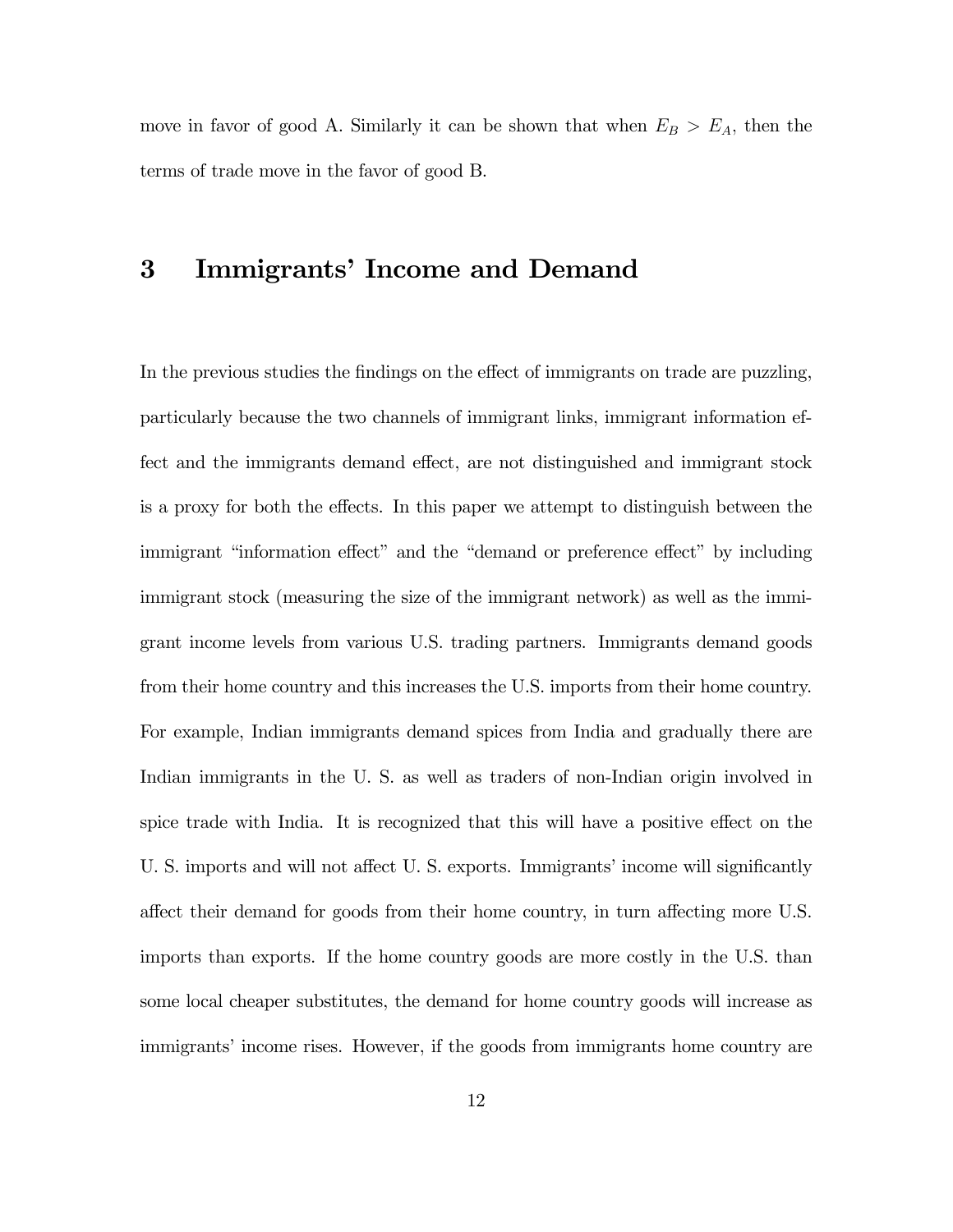move in favor of good A. Similarly it can be shown that when $E_B > E_A$, then the terms of trade move in the favor of good B.

# 3 Immigrants' Income and Demand

In the previous studies the findings on the effect of immigrants on trade are puzzling, particularly because the two channels of immigrant links, immigrant information effect and the immigrants demand effect, are not distinguished and immigrant stock is a proxy for both the effects. In this paper we attempt to distinguish between the immigrant "information effect" and the "demand or preference effect" by including immigrant stock (measuring the size of the immigrant network) as well as the immigrant income levels from various U.S. trading partners. Immigrants demand goods from their home country and this increases the U.S. imports from their home country. For example, Indian immigrants demand spices from India and gradually there are Indian immigrants in the U. S. as well as traders of non-Indian origin involved in spice trade with India. It is recognized that this will have a positive effect on the U. S. imports and will not affect U. S. exports. Immigrants' income will significantly affect their demand for goods from their home country, in turn affecting more U.S. imports than exports. If the home country goods are more costly in the U.S. than some local cheaper substitutes, the demand for home country goods will increase as immigrants' income rises. However, if the goods from immigrants home country are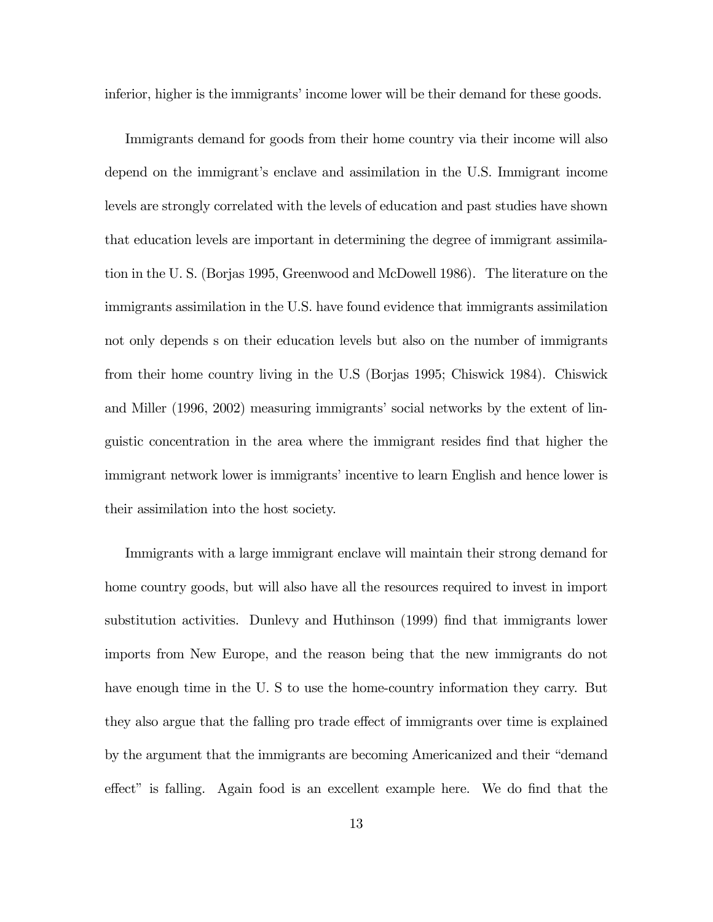inferior, higher is the immigrants' income lower will be their demand for these goods.

Immigrants demand for goods from their home country via their income will also depend on the immigrant's enclave and assimilation in the U.S. Immigrant income levels are strongly correlated with the levels of education and past studies have shown that education levels are important in determining the degree of immigrant assimilation in the U. S. (Borjas 1995, Greenwood and McDowell 1986). The literature on the immigrants assimilation in the U.S. have found evidence that immigrants assimilation not only depends s on their education levels but also on the number of immigrants from their home country living in the U.S (Borjas 1995; Chiswick 1984). Chiswick and Miller (1996, 2002) measuring immigrants' social networks by the extent of linguistic concentration in the area where the immigrant resides find that higher the immigrant network lower is immigrants' incentive to learn English and hence lower is their assimilation into the host society.

Immigrants with a large immigrant enclave will maintain their strong demand for home country goods, but will also have all the resources required to invest in import substitution activities. Dunlevy and Huthinson (1999) find that immigrants lower imports from New Europe, and the reason being that the new immigrants do not have enough time in the U. S to use the home-country information they carry. But they also argue that the falling pro trade effect of immigrants over time is explained by the argument that the immigrants are becoming Americanized and their "demand effect" is falling. Again food is an excellent example here. We do find that the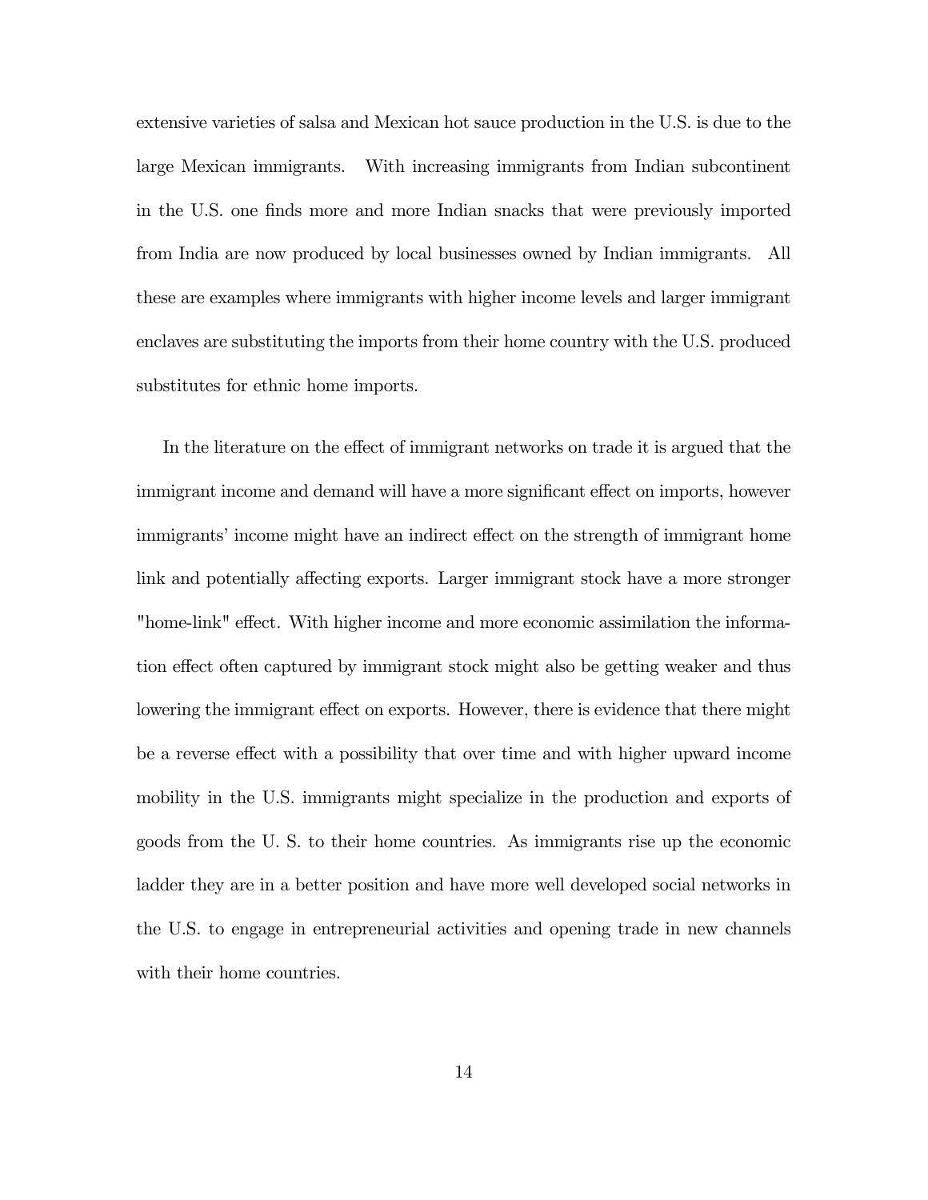extensive varieties of salsa and Mexican hot sauce production in the U.S. is due to the large Mexican immigrants. With increasing immigrants from Indian subcontinent in the U.S. one finds more and more Indian snacks that were previously imported from India are now produced by local businesses owned by Indian immigrants. All these are examples where immigrants with higher income levels and larger immigrant enclaves are substituting the imports from their home country with the U.S. produced substitutes for ethnic home imports.

In the literature on the effect of immigrant networks on trade it is argued that the immigrant income and demand will have a more significant effect on imports, however immigrants' income might have an indirect effect on the strength of immigrant home link and potentially affecting exports. Larger immigrant stock have a more stronger "home-link" effect. With higher income and more economic assimilation the information effect often captured by immigrant stock might also be getting weaker and thus lowering the immigrant effect on exports. However, there is evidence that there might be a reverse effect with a possibility that over time and with higher upward income mobility in the U.S. immigrants might specialize in the production and exports of goods from the U. S. to their home countries. As immigrants rise up the economic ladder they are in a better position and have more well developed social networks in the U.S. to engage in entrepreneurial activities and opening trade in new channels with their home countries.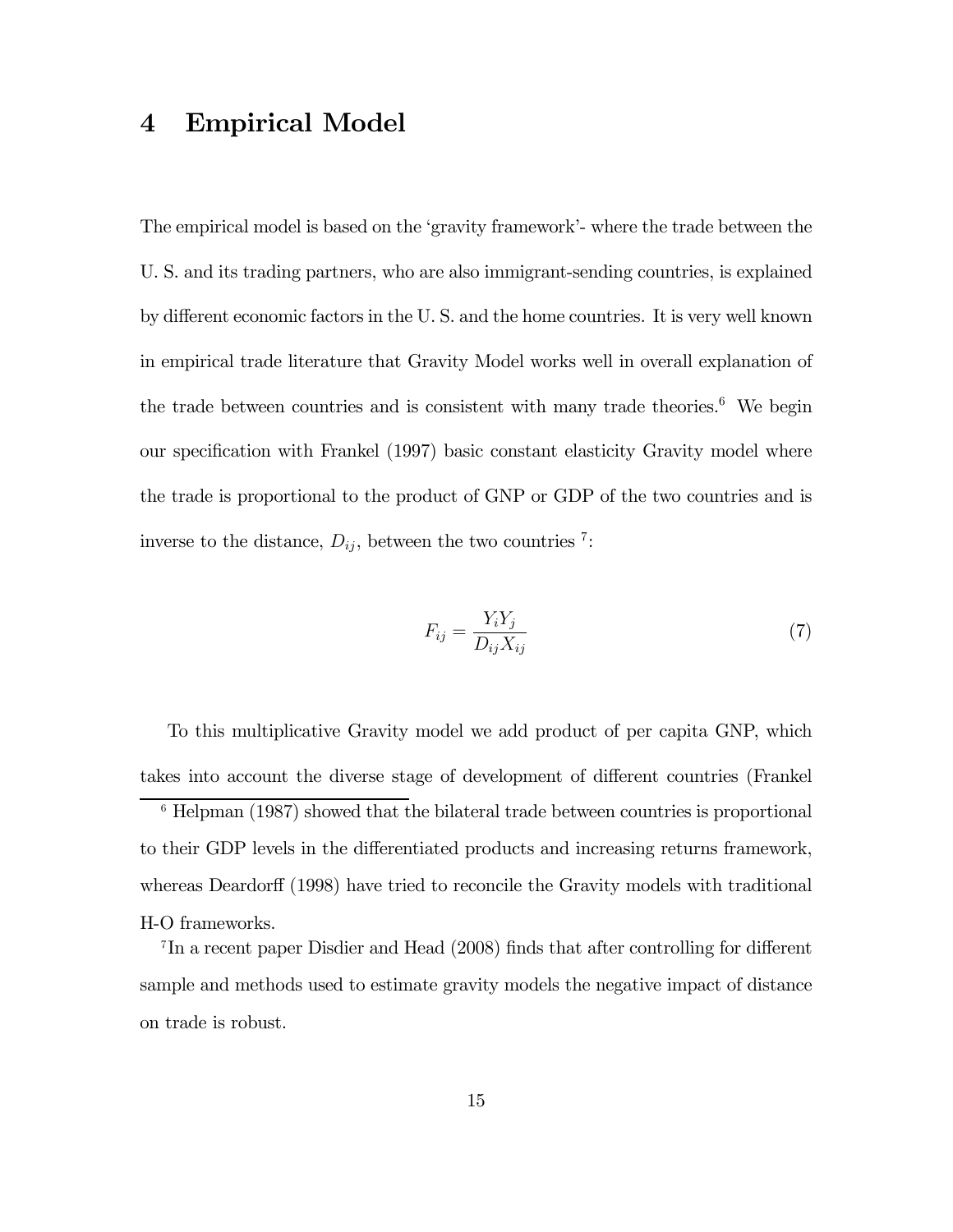# 4 Empirical Model

The empirical model is based on the 'gravity framework'- where the trade between the U. S. and its trading partners, who are also immigrant-sending countries, is explained by different economic factors in the U. S. and the home countries. It is very well known in empirical trade literature that Gravity Model works well in overall explanation of the trade between countries and is consistent with many trade theories.[6] We begin our specification with Frankel (1997) basic constant elasticity Gravity model where the trade is proportional to the product of GNP or GDP of the two countries and is inverse to the distance, $D_{ij}$, between the two countries [7]:

$$F_{ij} = \frac{Y_i Y_j}{D_{ij} X_{ij}} \tag{7}$$

To this multiplicative Gravity model we add product of per capita GNP, which takes into account the diverse stage of development of different countries (Frankel

[6] Helpman (1987) showed that the bilateral trade between countries is proportional to their GDP levels in the differentiated products and increasing returns framework, whereas Deardorff (1998) have tried to reconcile the Gravity models with traditional H-O frameworks.

[7] In a recent paper Disdier and Head (2008) finds that after controlling for different sample and methods used to estimate gravity models the negative impact of distance on trade is robust.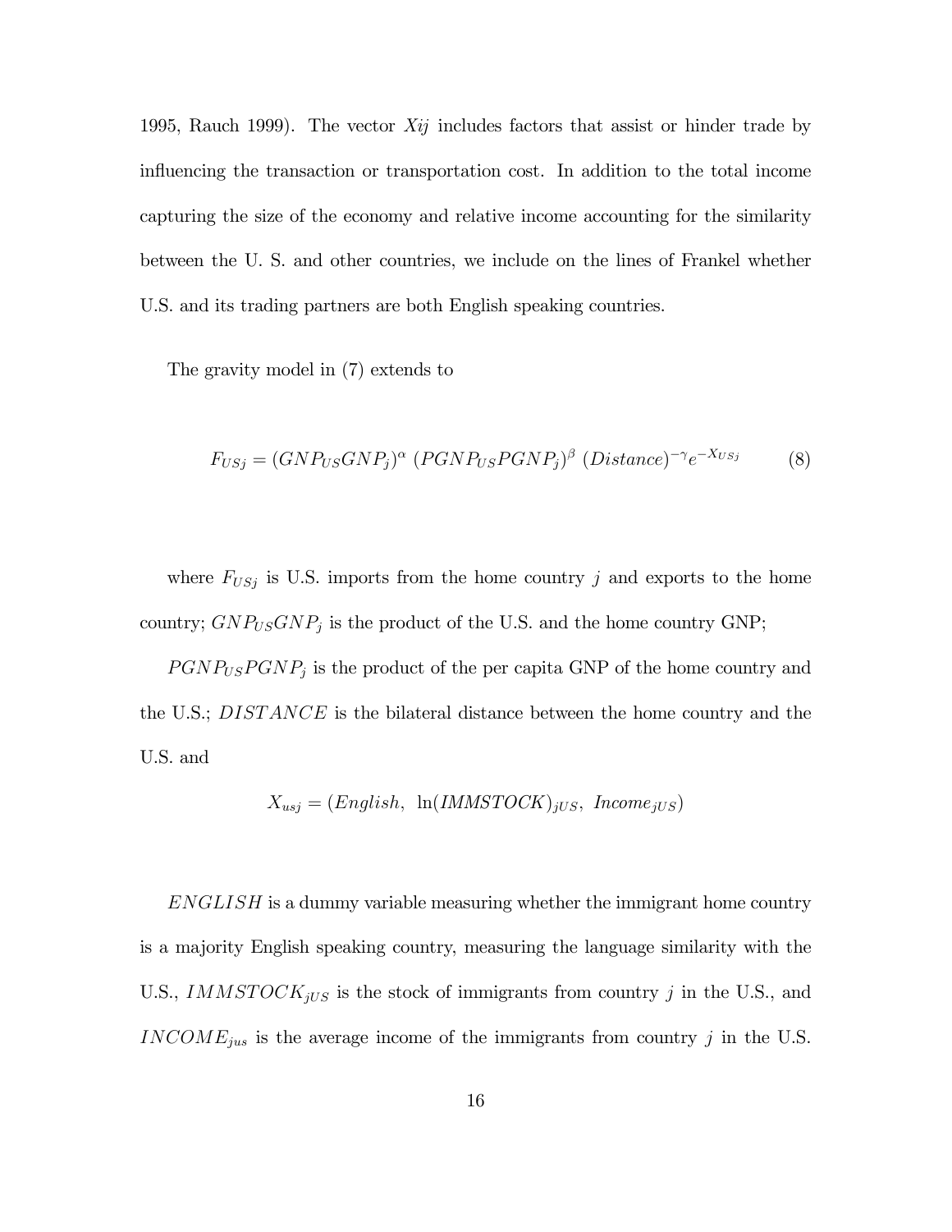1995, Rauch 1999). The vector $Xij$ includes factors that assist or hinder trade by influencing the transaction or transportation cost. In addition to the total income capturing the size of the economy and relative income accounting for the similarity between the U. S. and other countries, we include on the lines of Frankel whether U.S. and its trading partners are both English speaking countries.

The gravity model in (7) extends to

$$F_{USj} = (GNP_{US}GNP_j)^{\alpha} \; (PGNP_{US}PGNP_j)^{\beta} \; (Distance)^{-\gamma} e^{-X_{USj}} \tag{8}$$

where $F_{USj}$ is U.S. imports from the home country $j$ and exports to the home country; $GNP_{US}GNP_j$ is the product of the U.S. and the home country GNP;

$PGNP_{US}PGNP_j$ is the product of the per capita GNP of the home country and the U.S.; $DISTANCE$ is the bilateral distance between the home country and the U.S. and

$$X_{usj} = (English, \; \ln(IMMSTOCK)_{jUS}, \; Income_{jUS})$$

$ENGLISH$ is a dummy variable measuring whether the immigrant home country is a majority English speaking country, measuring the language similarity with the U.S., $IMMSTOCK_{jUS}$ is the stock of immigrants from country $j$ in the U.S., and $INCOME_{jus}$ is the average income of the immigrants from country $j$ in the U.S.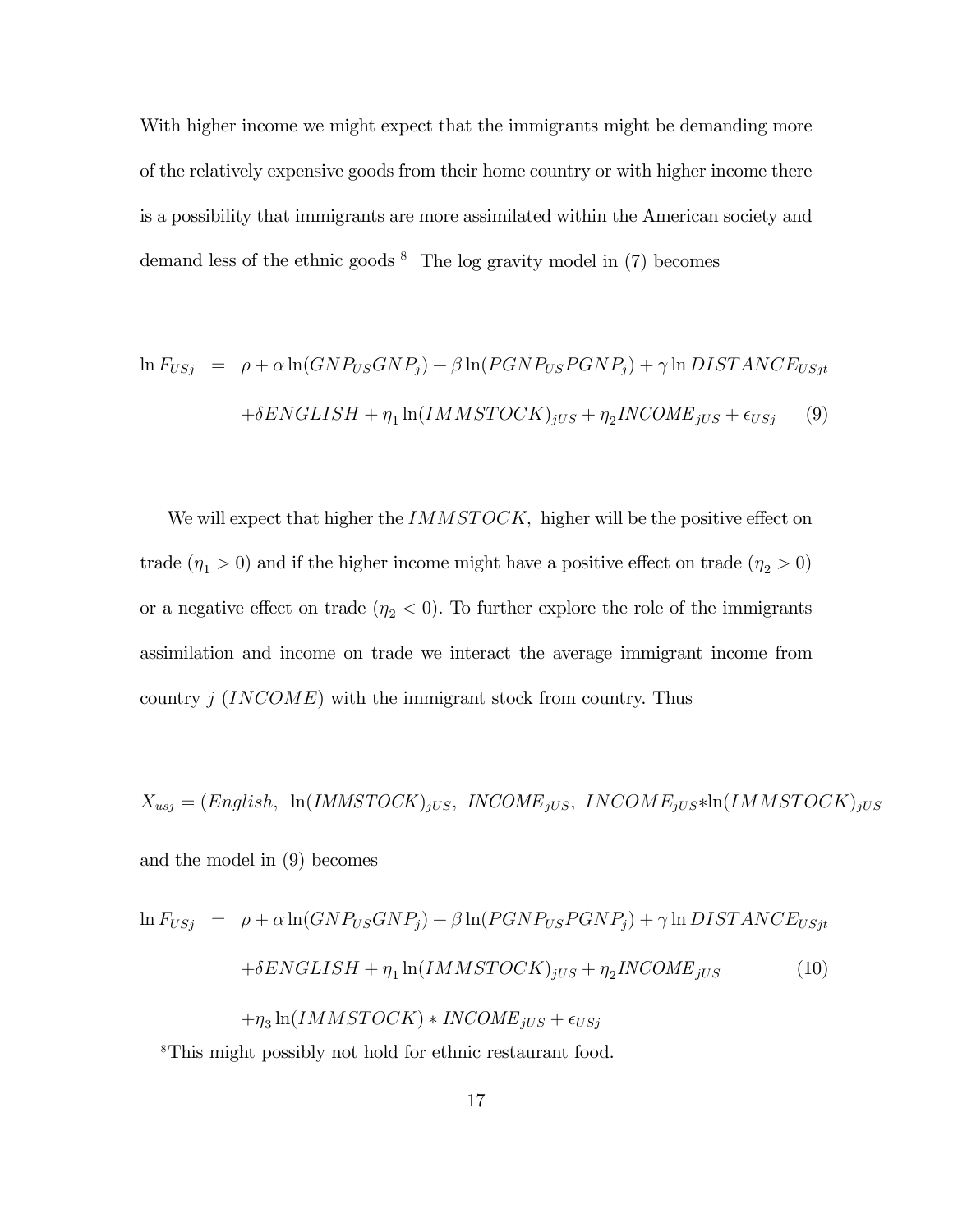With higher income we might expect that the immigrants might be demanding more of the relatively expensive goods from their home country or with higher income there is a possibility that immigrants are more assimilated within the American society and demand less of the ethnic goods [8] The log gravity model in (7) becomes

$$
\begin{aligned}
\ln F_{USj} &= \rho + \alpha \ln(GNP_{US}GNP_j) + \beta \ln(PGNP_{US}PGNP_j) + \gamma \ln DISTANCE_{USjt} \\
&\quad + \delta ENGLISH + \eta_1 \ln(IMMSTOCK)_{jUS} + \eta_2 INCOME_{jUS} + \epsilon_{USj} \qquad (9)
\end{aligned}
$$

We will expect that higher the $IMMSTOCK$, higher will be the positive effect on trade ($\eta_1 > 0$) and if the higher income might have a positive effect on trade ($\eta_2 > 0$) or a negative effect on trade ($\eta_2 < 0$). To further explore the role of the immigrants assimilation and income on trade we interact the average immigrant income from country $j$ ($INCOME$) with the immigrant stock from country. Thus

$$
X_{usj} = (English,\ \ln(IMMSTOCK)_{jUS},\ INCOME_{jUS},\ INCOME_{jUS} * \ln(IMMSTOCK)_{jUS}
$$

and the model in (9) becomes

$$
\begin{aligned}
\ln F_{USj} &= \rho + \alpha \ln(GNP_{US}GNP_j) + \beta \ln(PGNP_{US}PGNP_j) + \gamma \ln DISTANCE_{USjt} \\
&\quad + \delta ENGLISH + \eta_1 \ln(IMMSTOCK)_{jUS} + \eta_2 INCOME_{jUS} \qquad (10) \\
&\quad + \eta_3 \ln(IMMSTOCK) * INCOME_{jUS} + \epsilon_{USj}
\end{aligned}
$$

[8] This might possibly not hold for ethnic restaurant food.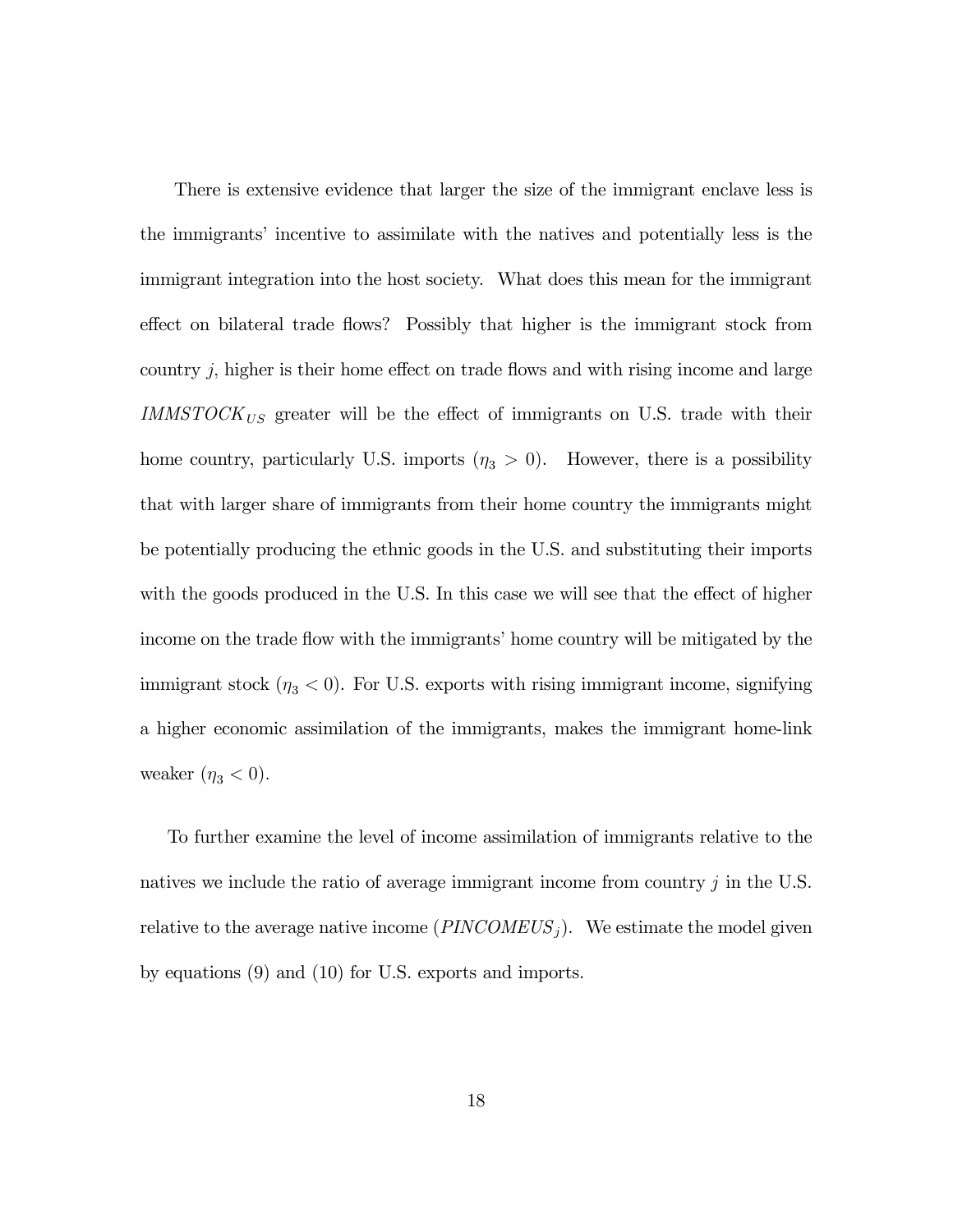There is extensive evidence that larger the size of the immigrant enclave less is the immigrants' incentive to assimilate with the natives and potentially less is the immigrant integration into the host society. What does this mean for the immigrant effect on bilateral trade flows? Possibly that higher is the immigrant stock from country $j$, higher is their home effect on trade flows and with rising income and large $IMMSTOCK_{US}$ greater will be the effect of immigrants on U.S. trade with their home country, particularly U.S. imports ($\eta_3 > 0$). However, there is a possibility that with larger share of immigrants from their home country the immigrants might be potentially producing the ethnic goods in the U.S. and substituting their imports with the goods produced in the U.S. In this case we will see that the effect of higher income on the trade flow with the immigrants' home country will be mitigated by the immigrant stock ($\eta_3 < 0$). For U.S. exports with rising immigrant income, signifying a higher economic assimilation of the immigrants, makes the immigrant home-link weaker ($\eta_3 < 0$).

To further examine the level of income assimilation of immigrants relative to the natives we include the ratio of average immigrant income from country $j$ in the U.S. relative to the average native income ($PINCOMEUS_j$). We estimate the model given by equations (9) and (10) for U.S. exports and imports.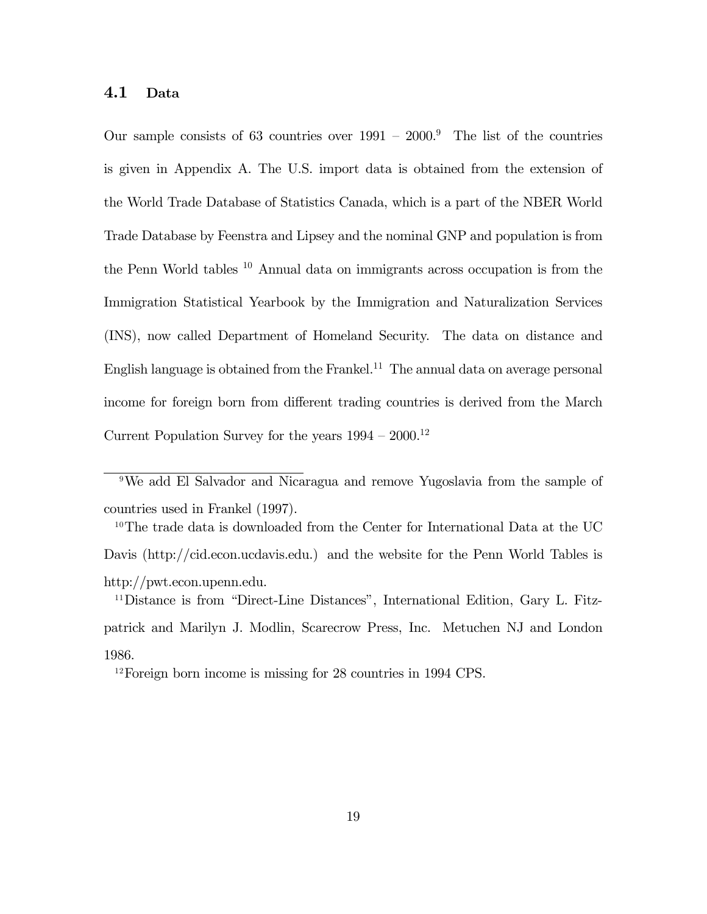### 4.1 Data

Our sample consists of 63 countries over 1991 – 2000.[9] The list of the countries is given in Appendix A. The U.S. import data is obtained from the extension of the World Trade Database of Statistics Canada, which is a part of the NBER World Trade Database by Feenstra and Lipsey and the nominal GNP and population is from the Penn World tables [10] Annual data on immigrants across occupation is from the Immigration Statistical Yearbook by the Immigration and Naturalization Services (INS), now called Department of Homeland Security. The data on distance and English language is obtained from the Frankel.[11] The annual data on average personal income for foreign born from different trading countries is derived from the March Current Population Survey for the years 1994 – 2000.[12]

---

[9] We add El Salvador and Nicaragua and remove Yugoslavia from the sample of countries used in Frankel (1997).

[10] The trade data is downloaded from the Center for International Data at the UC Davis (http://cid.econ.ucdavis.edu.) and the website for the Penn World Tables is http://pwt.econ.upenn.edu.

[11] Distance is from "Direct-Line Distances", International Edition, Gary L. Fitzpatrick and Marilyn J. Modlin, Scarecrow Press, Inc. Metuchen NJ and London 1986.

[12] Foreign born income is missing for 28 countries in 1994 CPS.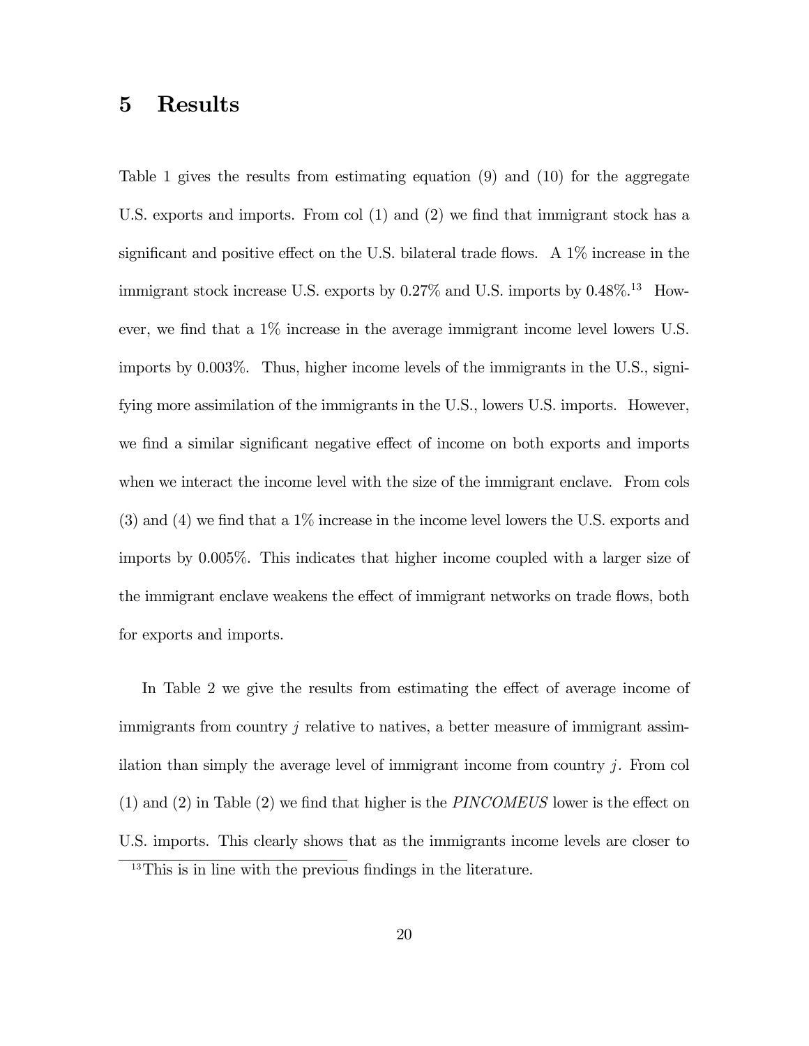# 5 Results

Table 1 gives the results from estimating equation (9) and (10) for the aggregate U.S. exports and imports. From col (1) and (2) we find that immigrant stock has a significant and positive effect on the U.S. bilateral trade flows. A 1% increase in the immigrant stock increase U.S. exports by 0.27% and U.S. imports by 0.48%.[13] However, we find that a 1% increase in the average immigrant income level lowers U.S. imports by 0.003%. Thus, higher income levels of the immigrants in the U.S., signifying more assimilation of the immigrants in the U.S., lowers U.S. imports. However, we find a similar significant negative effect of income on both exports and imports when we interact the income level with the size of the immigrant enclave. From cols (3) and (4) we find that a 1% increase in the income level lowers the U.S. exports and imports by 0.005%. This indicates that higher income coupled with a larger size of the immigrant enclave weakens the effect of immigrant networks on trade flows, both for exports and imports.

In Table 2 we give the results from estimating the effect of average income of immigrants from country $j$ relative to natives, a better measure of immigrant assimilation than simply the average level of immigrant income from country $j$. From col (1) and (2) in Table (2) we find that higher is the *PINCOMEUS* lower is the effect on U.S. imports. This clearly shows that as the immigrants income levels are closer to

[13] This is in line with the previous findings in the literature.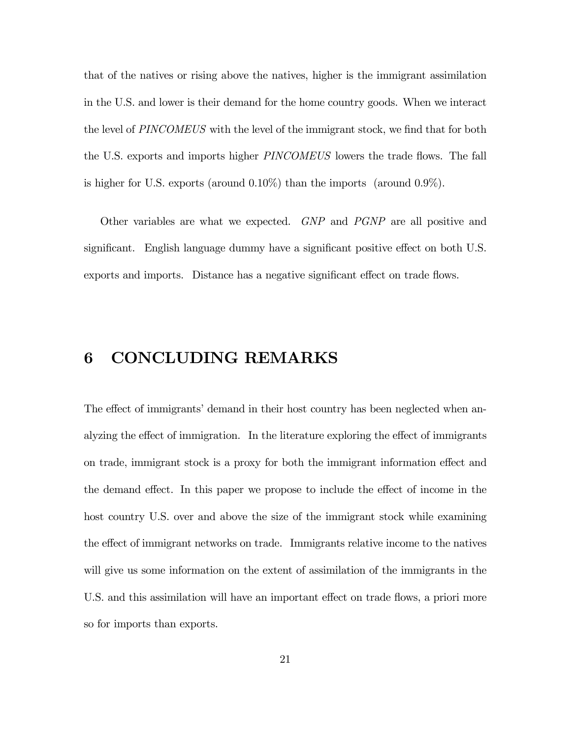that of the natives or rising above the natives, higher is the immigrant assimilation in the U.S. and lower is their demand for the home country goods. When we interact the level of *PINCOMEUS* with the level of the immigrant stock, we find that for both the U.S. exports and imports higher *PINCOMEUS* lowers the trade flows. The fall is higher for U.S. exports (around 0.10%) than the imports (around 0.9%).

Other variables are what we expected. *GNP* and *PGNP* are all positive and significant. English language dummy have a significant positive effect on both U.S. exports and imports. Distance has a negative significant effect on trade flows.

# 6 CONCLUDING REMARKS

The effect of immigrants' demand in their host country has been neglected when analyzing the effect of immigration. In the literature exploring the effect of immigrants on trade, immigrant stock is a proxy for both the immigrant information effect and the demand effect. In this paper we propose to include the effect of income in the host country U.S. over and above the size of the immigrant stock while examining the effect of immigrant networks on trade. Immigrants relative income to the natives will give us some information on the extent of assimilation of the immigrants in the U.S. and this assimilation will have an important effect on trade flows, a priori more so for imports than exports.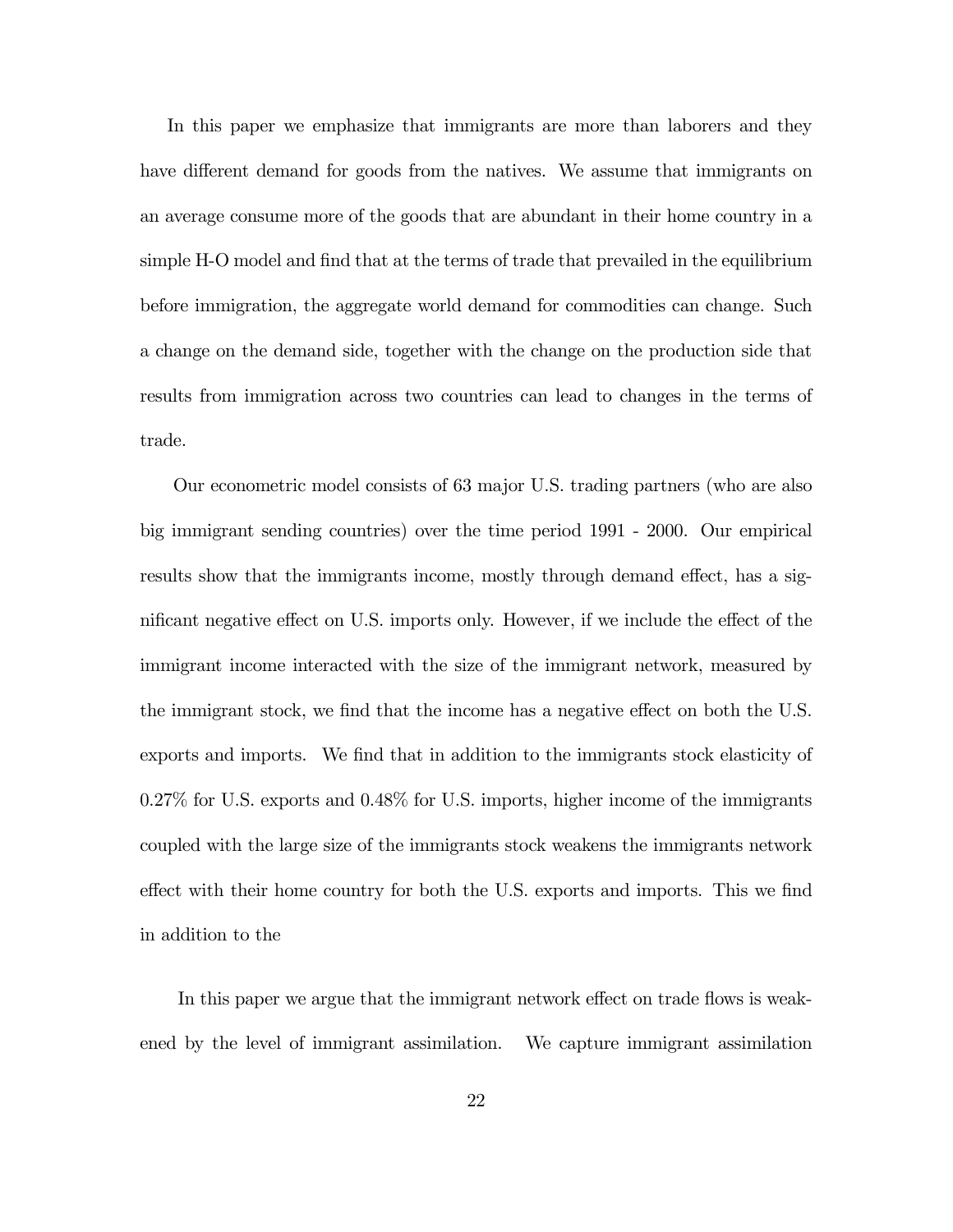In this paper we emphasize that immigrants are more than laborers and they have different demand for goods from the natives. We assume that immigrants on an average consume more of the goods that are abundant in their home country in a simple H-O model and find that at the terms of trade that prevailed in the equilibrium before immigration, the aggregate world demand for commodities can change. Such a change on the demand side, together with the change on the production side that results from immigration across two countries can lead to changes in the terms of trade.

Our econometric model consists of 63 major U.S. trading partners (who are also big immigrant sending countries) over the time period 1991 - 2000. Our empirical results show that the immigrants income, mostly through demand effect, has a significant negative effect on U.S. imports only. However, if we include the effect of the immigrant income interacted with the size of the immigrant network, measured by the immigrant stock, we find that the income has a negative effect on both the U.S. exports and imports. We find that in addition to the immigrants stock elasticity of 0.27% for U.S. exports and 0.48% for U.S. imports, higher income of the immigrants coupled with the large size of the immigrants stock weakens the immigrants network effect with their home country for both the U.S. exports and imports. This we find in addition to the

In this paper we argue that the immigrant network effect on trade flows is weakened by the level of immigrant assimilation. We capture immigrant assimilation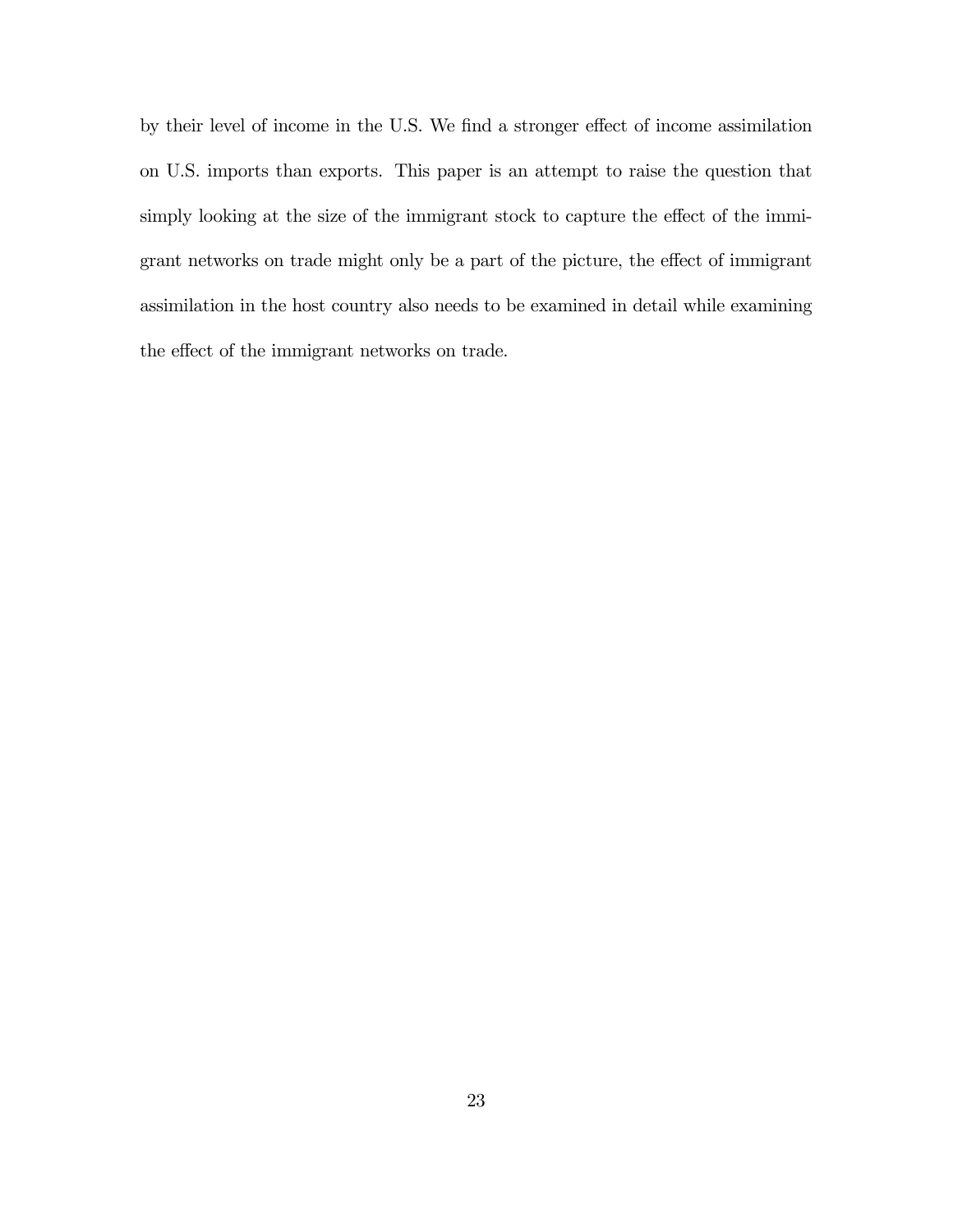by their level of income in the U.S. We find a stronger effect of income assimilation on U.S. imports than exports. This paper is an attempt to raise the question that simply looking at the size of the immigrant stock to capture the effect of the immigrant networks on trade might only be a part of the picture, the effect of immigrant assimilation in the host country also needs to be examined in detail while examining the effect of the immigrant networks on trade.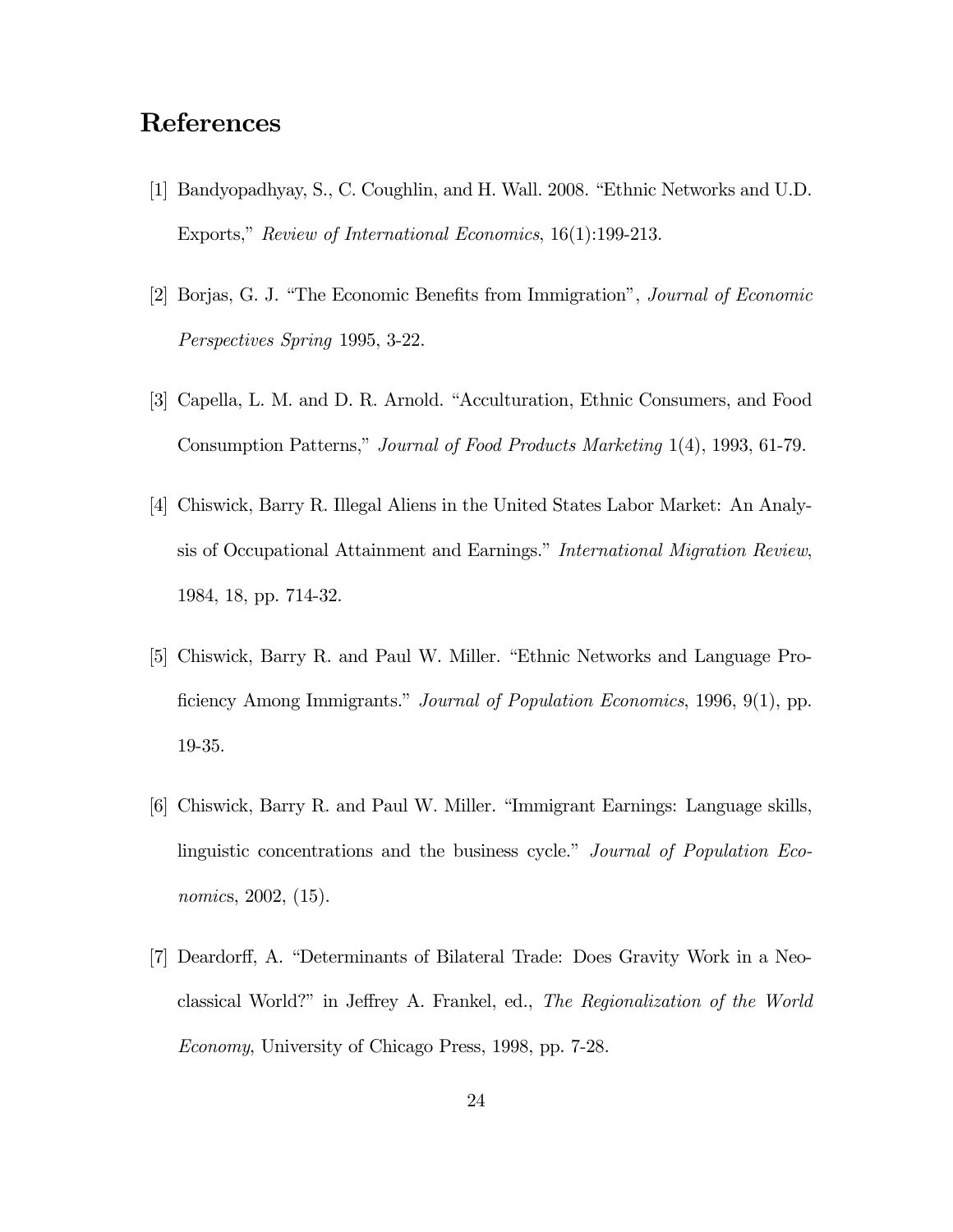## References

[1] Bandyopadhyay, S., C. Coughlin, and H. Wall. 2008. "Ethnic Networks and U.D. Exports," *Review of International Economics*, 16(1):199-213.

[2] Borjas, G. J. "The Economic Benefits from Immigration", *Journal of Economic Perspectives Spring* 1995, 3-22.

[3] Capella, L. M. and D. R. Arnold. "Acculturation, Ethnic Consumers, and Food Consumption Patterns," *Journal of Food Products Marketing* 1(4), 1993, 61-79.

[4] Chiswick, Barry R. Illegal Aliens in the United States Labor Market: An Analysis of Occupational Attainment and Earnings." *International Migration Review*, 1984, 18, pp. 714-32.

[5] Chiswick, Barry R. and Paul W. Miller. "Ethnic Networks and Language Proficiency Among Immigrants." *Journal of Population Economics*, 1996, 9(1), pp. 19-35.

[6] Chiswick, Barry R. and Paul W. Miller. "Immigrant Earnings: Language skills, linguistic concentrations and the business cycle." *Journal of Population Economics*, 2002, (15).

[7] Deardorff, A. "Determinants of Bilateral Trade: Does Gravity Work in a Neoclassical World?" in Jeffrey A. Frankel, ed., *The Regionalization of the World Economy*, University of Chicago Press, 1998, pp. 7-28.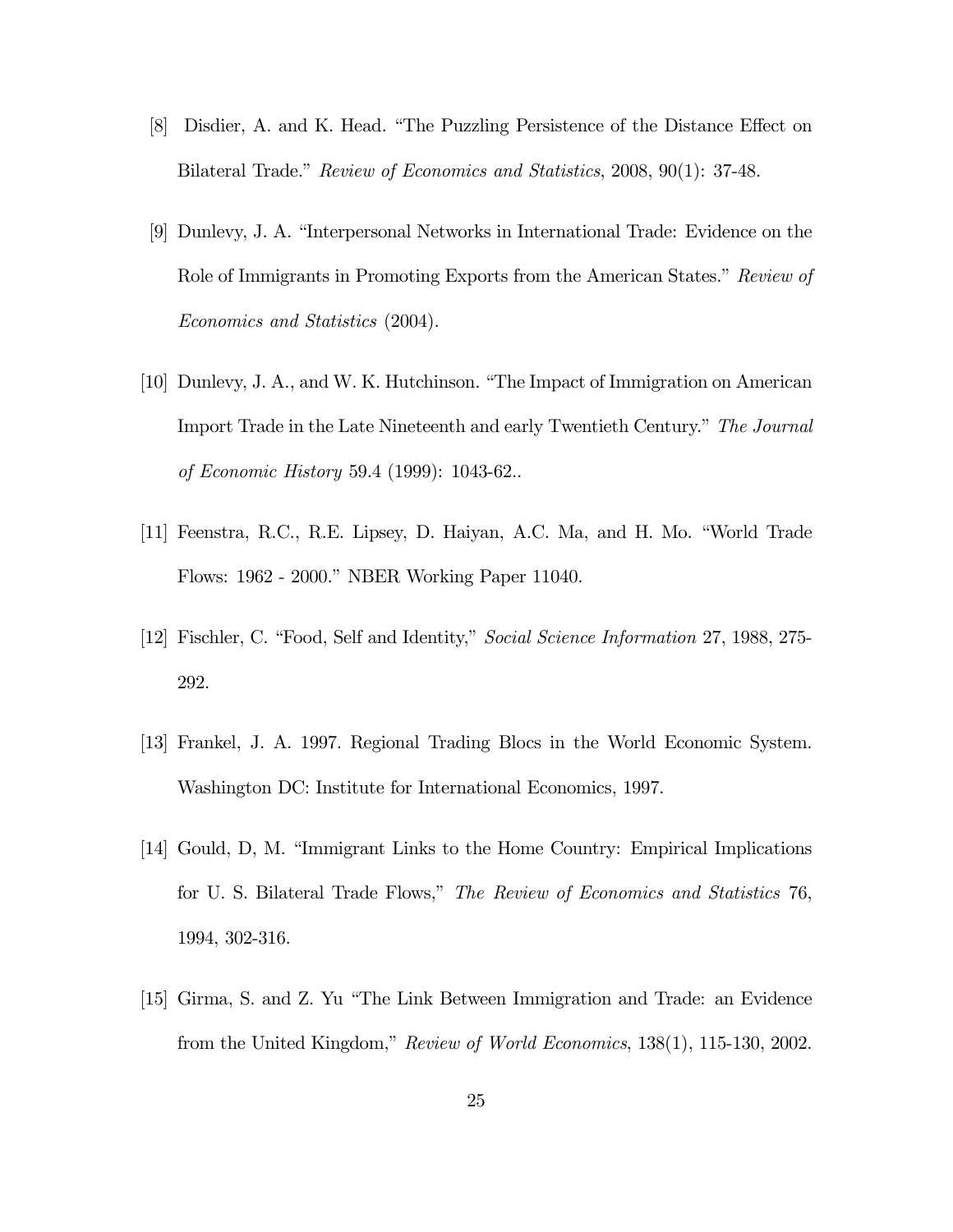[8] Disdier, A. and K. Head. "The Puzzling Persistence of the Distance Effect on Bilateral Trade." *Review of Economics and Statistics*, 2008, 90(1): 37-48.

[9] Dunlevy, J. A. "Interpersonal Networks in International Trade: Evidence on the Role of Immigrants in Promoting Exports from the American States." *Review of Economics and Statistics* (2004).

[10] Dunlevy, J. A., and W. K. Hutchinson. "The Impact of Immigration on American Import Trade in the Late Nineteenth and early Twentieth Century." *The Journal of Economic History* 59.4 (1999): 1043-62..

[11] Feenstra, R.C., R.E. Lipsey, D. Haiyan, A.C. Ma, and H. Mo. "World Trade Flows: 1962 - 2000." NBER Working Paper 11040.

[12] Fischler, C. "Food, Self and Identity," *Social Science Information* 27, 1988, 275-292.

[13] Frankel, J. A. 1997. Regional Trading Blocs in the World Economic System. Washington DC: Institute for International Economics, 1997.

[14] Gould, D, M. "Immigrant Links to the Home Country: Empirical Implications for U. S. Bilateral Trade Flows," *The Review of Economics and Statistics* 76, 1994, 302-316.

[15] Girma, S. and Z. Yu "The Link Between Immigration and Trade: an Evidence from the United Kingdom," *Review of World Economics*, 138(1), 115-130, 2002.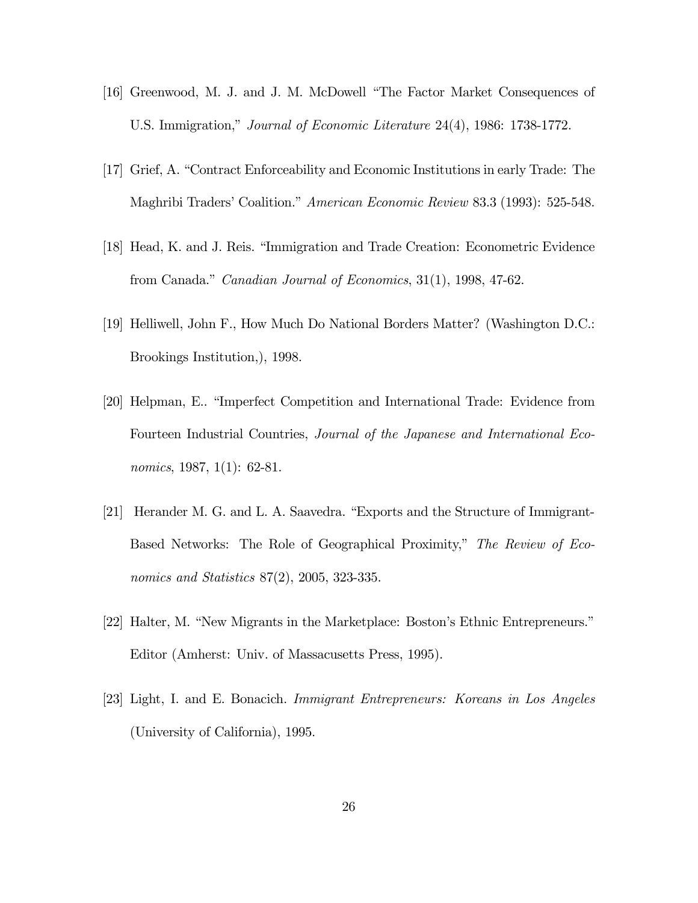[16] Greenwood, M. J. and J. M. McDowell "The Factor Market Consequences of U.S. Immigration," *Journal of Economic Literature* 24(4), 1986: 1738-1772.

[17] Grief, A. "Contract Enforceability and Economic Institutions in early Trade: The Maghribi Traders' Coalition." *American Economic Review* 83.3 (1993): 525-548.

[18] Head, K. and J. Reis. "Immigration and Trade Creation: Econometric Evidence from Canada." *Canadian Journal of Economics*, 31(1), 1998, 47-62.

[19] Helliwell, John F., How Much Do National Borders Matter? (Washington D.C.: Brookings Institution,), 1998.

[20] Helpman, E.. "Imperfect Competition and International Trade: Evidence from Fourteen Industrial Countries, *Journal of the Japanese and International Economics*, 1987, 1(1): 62-81.

[21] Herander M. G. and L. A. Saavedra. "Exports and the Structure of Immigrant-Based Networks: The Role of Geographical Proximity," *The Review of Economics and Statistics* 87(2), 2005, 323-335.

[22] Halter, M. "New Migrants in the Marketplace: Boston's Ethnic Entrepreneurs." Editor (Amherst: Univ. of Massacusetts Press, 1995).

[23] Light, I. and E. Bonacich. *Immigrant Entrepreneurs: Koreans in Los Angeles* (University of California), 1995.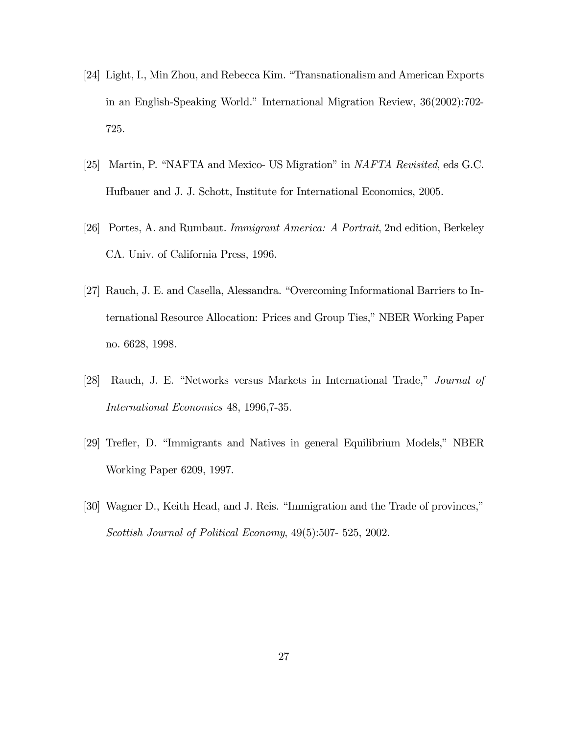[24] Light, I., Min Zhou, and Rebecca Kim. "Transnationalism and American Exports in an English-Speaking World." International Migration Review, 36(2002):702-725.

[25] Martin, P. "NAFTA and Mexico- US Migration" in *NAFTA Revisited*, eds G.C. Hufbauer and J. J. Schott, Institute for International Economics, 2005.

[26] Portes, A. and Rumbaut. *Immigrant America: A Portrait*, 2nd edition, Berkeley CA. Univ. of California Press, 1996.

[27] Rauch, J. E. and Casella, Alessandra. "Overcoming Informational Barriers to International Resource Allocation: Prices and Group Ties," NBER Working Paper no. 6628, 1998.

[28] Rauch, J. E. "Networks versus Markets in International Trade," *Journal of International Economics* 48, 1996,7-35.

[29] Trefler, D. "Immigrants and Natives in general Equilibrium Models," NBER Working Paper 6209, 1997.

[30] Wagner D., Keith Head, and J. Reis. "Immigration and the Trade of provinces," *Scottish Journal of Political Economy*, 49(5):507- 525, 2002.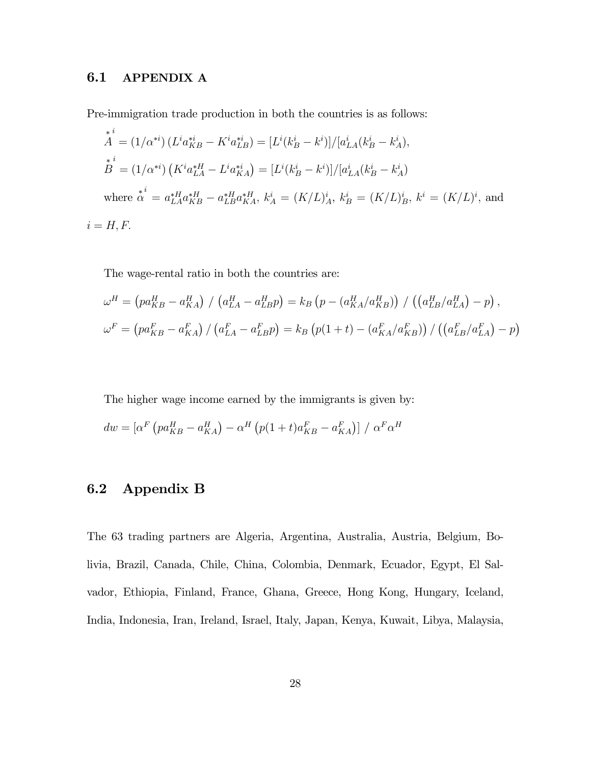## 6.1 APPENDIX A

Pre-immigration trade production in both the countries is as follows:

$$\overset{*}{A}^{i} = (1/\alpha^{*i})\left(L^{i}a_{KB}^{*i} - K^{i}a_{LB}^{*i}\right) = [L^{i}(k_{B}^{i} - k^{i})]/[a_{LA}^{i}(k_{B}^{i} - k_{A}^{i}),$$

$$\overset{*}{B}^{i} = (1/\alpha^{*i})\left(K^{i}a_{LA}^{*H} - L^{i}a_{KA}^{*i}\right) = [L^{i}(k_{B}^{i} - k^{i})]/[a_{LA}^{i}(k_{B}^{i} - k_{A}^{i})$$

where $\overset{*}{\alpha}^{i} = a_{LA}^{*H}a_{KB}^{*H} - a_{LB}^{*H}a_{KA}^{*H}$, $k_{A}^{i} = (K/L)_{A}^{i}$, $k_{B}^{i} = (K/L)_{B}^{i}$, $k^{i} = (K/L)^{i}$, and $i = H, F$.

The wage-rental ratio in both the countries are:

$$\omega^{H} = \left(pa_{KB}^{H} - a_{KA}^{H}\right) / \left(a_{LA}^{H} - a_{LB}^{H}p\right) = k_{B}\left(p - (a_{KA}^{H}/a_{KB}^{H})\right) / \left(\left(a_{LB}^{H}/a_{LA}^{H}\right) - p\right),$$

$$\omega^{F} = \left(pa_{KB}^{F} - a_{KA}^{F}\right) / \left(a_{LA}^{F} - a_{LB}^{F}p\right) = k_{B}\left(p(1+t) - (a_{KA}^{F}/a_{KB}^{F})\right) / \left(\left(a_{LB}^{F}/a_{LA}^{F}\right) - p\right)$$

The higher wage income earned by the immigrants is given by:

$$dw = [\alpha^{F}\left(pa_{KB}^{H} - a_{KA}^{H}\right) - \alpha^{H}\left(p(1+t)a_{KB}^{F} - a_{KA}^{F}\right)] / \alpha^{F}\alpha^{H}$$

## 6.2 Appendix B

The 63 trading partners are Algeria, Argentina, Australia, Austria, Belgium, Bolivia, Brazil, Canada, Chile, China, Colombia, Denmark, Ecuador, Egypt, El Salvador, Ethiopia, Finland, France, Ghana, Greece, Hong Kong, Hungary, Iceland, India, Indonesia, Iran, Ireland, Israel, Italy, Japan, Kenya, Kuwait, Libya, Malaysia,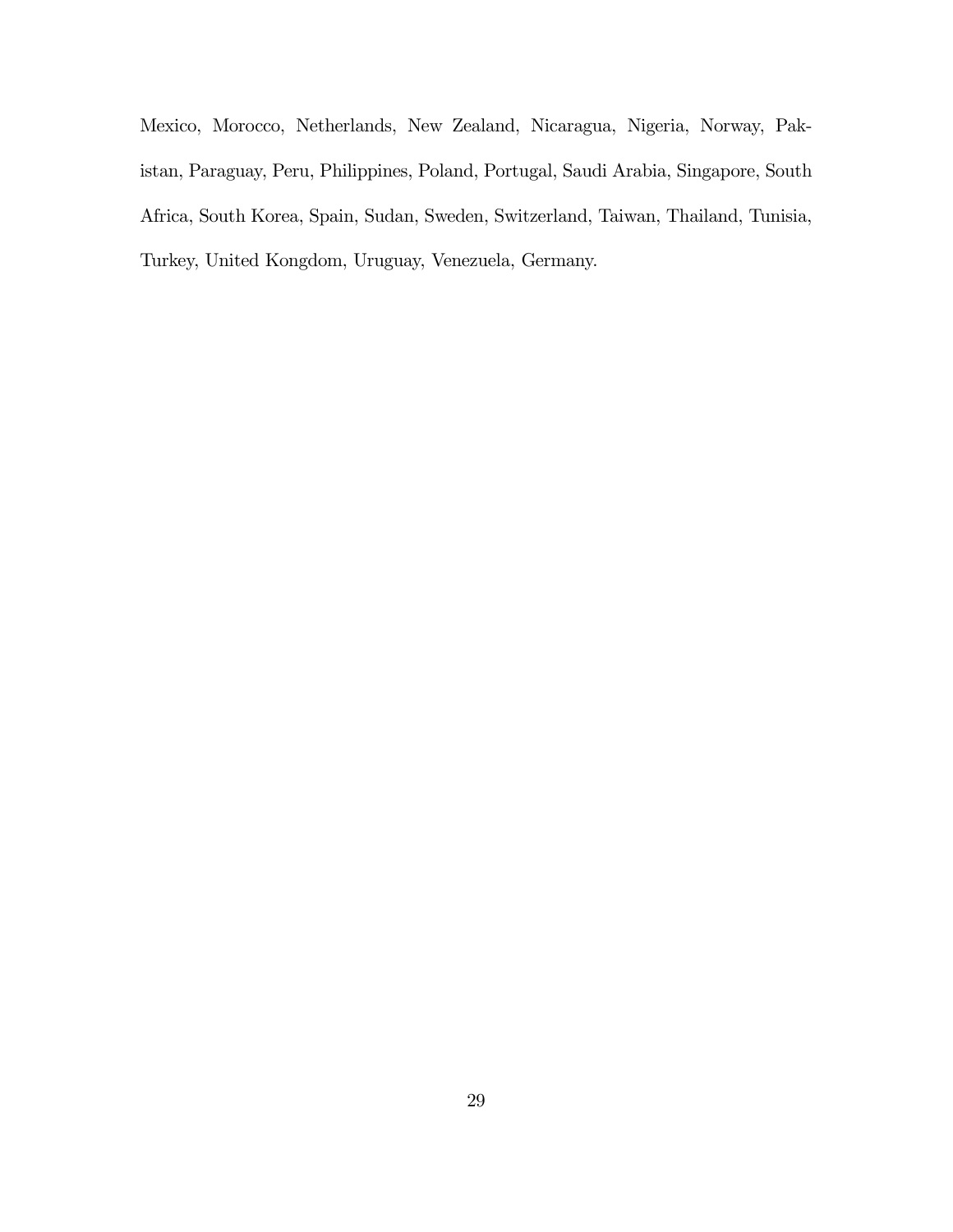Mexico, Morocco, Netherlands, New Zealand, Nicaragua, Nigeria, Norway, Pakistan, Paraguay, Peru, Philippines, Poland, Portugal, Saudi Arabia, Singapore, South Africa, South Korea, Spain, Sudan, Sweden, Switzerland, Taiwan, Thailand, Tunisia, Turkey, United Kongdom, Uruguay, Venezuela, Germany.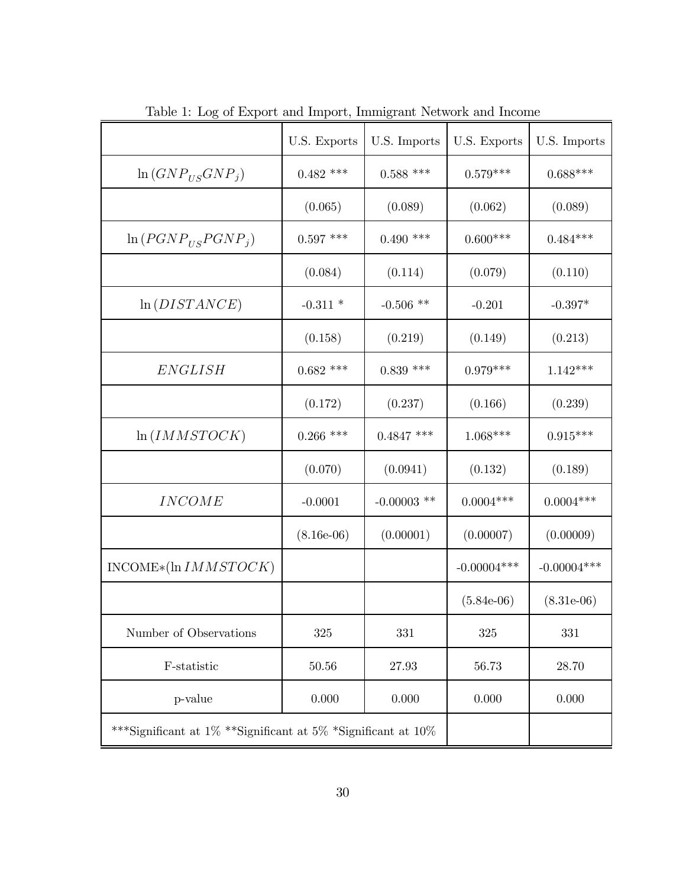Table 1: Log of Export and Import, Immigrant Network and Income

| | U.S. Exports | U.S. Imports | U.S. Exports | U.S. Imports |
|---|---|---|---|---|
| $\ln(GNP_{US}GNP_j)$ | 0.482 *** | 0.588 *** | 0.579*** | 0.688*** |
| | (0.065) | (0.089) | (0.062) | (0.089) |
| $\ln(PGNP_{US}PGNP_j)$ | 0.597 *** | 0.490 *** | 0.600*** | 0.484*** |
| | (0.084) | (0.114) | (0.079) | (0.110) |
| $\ln(DISTANCE)$ | -0.311 * | -0.506 ** | -0.201 | -0.397* |
| | (0.158) | (0.219) | (0.149) | (0.213) |
| $ENGLISH$ | 0.682 *** | 0.839 *** | 0.979*** | 1.142*** |
| | (0.172) | (0.237) | (0.166) | (0.239) |
| $\ln(IMMSTOCK)$ | 0.266 *** | 0.4847 *** | 1.068*** | 0.915*** |
| | (0.070) | (0.0941) | (0.132) | (0.189) |
| $INCOME$ | -0.0001 | -0.00003 ** | 0.0004*** | 0.0004*** |
| | (8.16e-06) | (0.00001) | (0.00007) | (0.00009) |
| INCOME*($\ln IMMSTOCK$) | | | -0.00004*** | -0.00004*** |
| | | | (5.84e-06) | (8.31e-06) |
| Number of Observations | 325 | 331 | 325 | 331 |
| F-statistic | 50.56 | 27.93 | 56.73 | 28.70 |
| p-value | 0.000 | 0.000 | 0.000 | 0.000 |

***Significant at 1% **Significant at 5% *Significant at 10%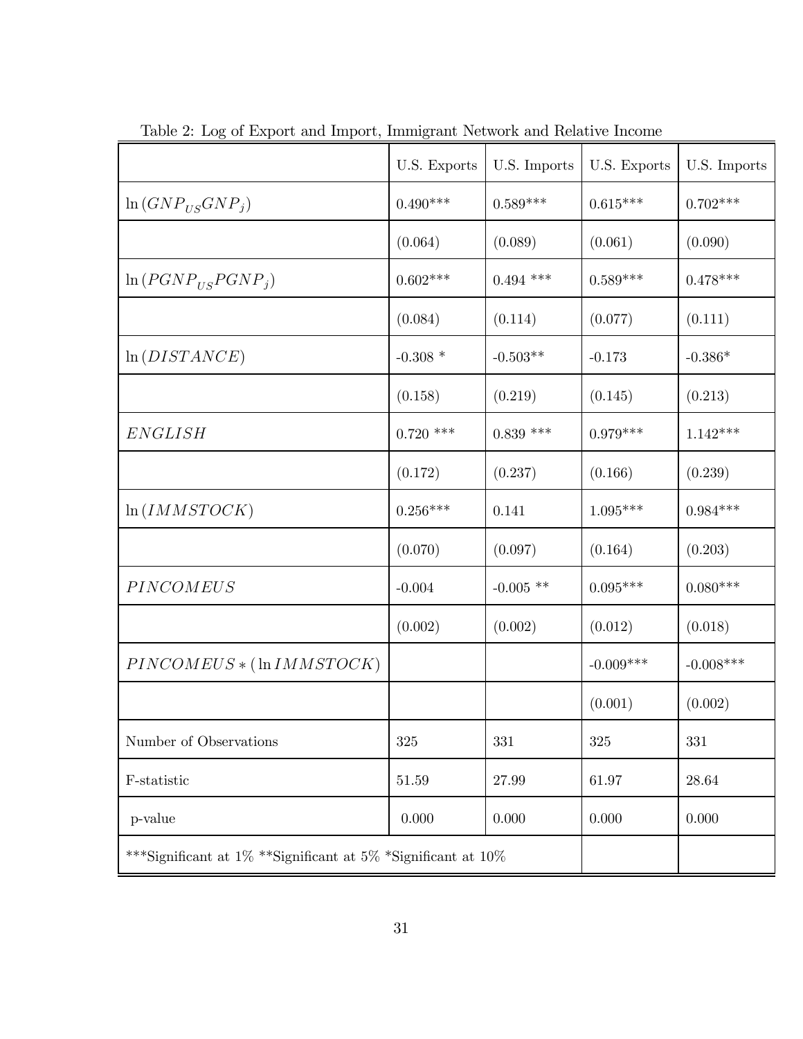Table 2: Log of Export and Import, Immigrant Network and Relative Income

| | U.S. Exports | U.S. Imports | U.S. Exports | U.S. Imports |
|---|---|---|---|---|
| $\ln(GNP_{US}GNP_j)$ | 0.490*** | 0.589*** | 0.615*** | 0.702*** |
| | (0.064) | (0.089) | (0.061) | (0.090) |
| $\ln(PGNP_{US}PGNP_j)$ | 0.602*** | 0.494 *** | 0.589*** | 0.478*** |
| | (0.084) | (0.114) | (0.077) | (0.111) |
| $\ln(DISTANCE)$ | -0.308 * | -0.503** | -0.173 | -0.386* |
| | (0.158) | (0.219) | (0.145) | (0.213) |
| $ENGLISH$ | 0.720 *** | 0.839 *** | 0.979*** | 1.142*** |
| | (0.172) | (0.237) | (0.166) | (0.239) |
| $\ln(IMMSTOCK)$ | 0.256*** | 0.141 | 1.095*** | 0.984*** |
| | (0.070) | (0.097) | (0.164) | (0.203) |
| $PINCOMEUS$ | -0.004 | -0.005 ** | 0.095*** | 0.080*** |
| | (0.002) | (0.002) | (0.012) | (0.018) |
| $PINCOMEUS * (\ln IMMSTOCK)$ | | | -0.009*** | -0.008*** |
| | | | (0.001) | (0.002) |
| Number of Observations | 325 | 331 | 325 | 331 |
| F-statistic | 51.59 | 27.99 | 61.97 | 28.64 |
| p-value | 0.000 | 0.000 | 0.000 | 0.000 |
| ***Significant at 1% **Significant at 5% *Significant at 10% | | | | |